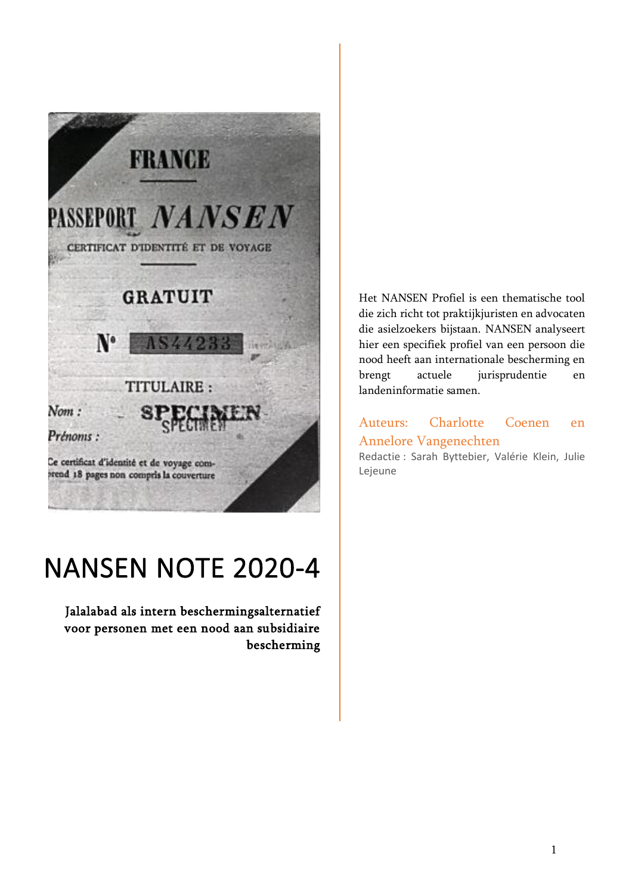# NANSEN NOTE 2020-4

**Jalalabad als intern beschermingsalternatief voor personen met een nood aan subsidiaire bescherming**

Het NANSEN Profiel is een thematische tool die zich richt tot praktijkjuristen en advocaten die asielzoekers bijstaan. NANSEN analyseert hier een specifiek profiel van een persoon die nood heeft aan internationale bescherming en brengt actuele jurisprudentie en landeninformatie samen.

Auteurs: Charlotte Coenen en Annelore Vangenechten

Redactie : Sarah Byttebier, Valérie Klein, Julie Lejeune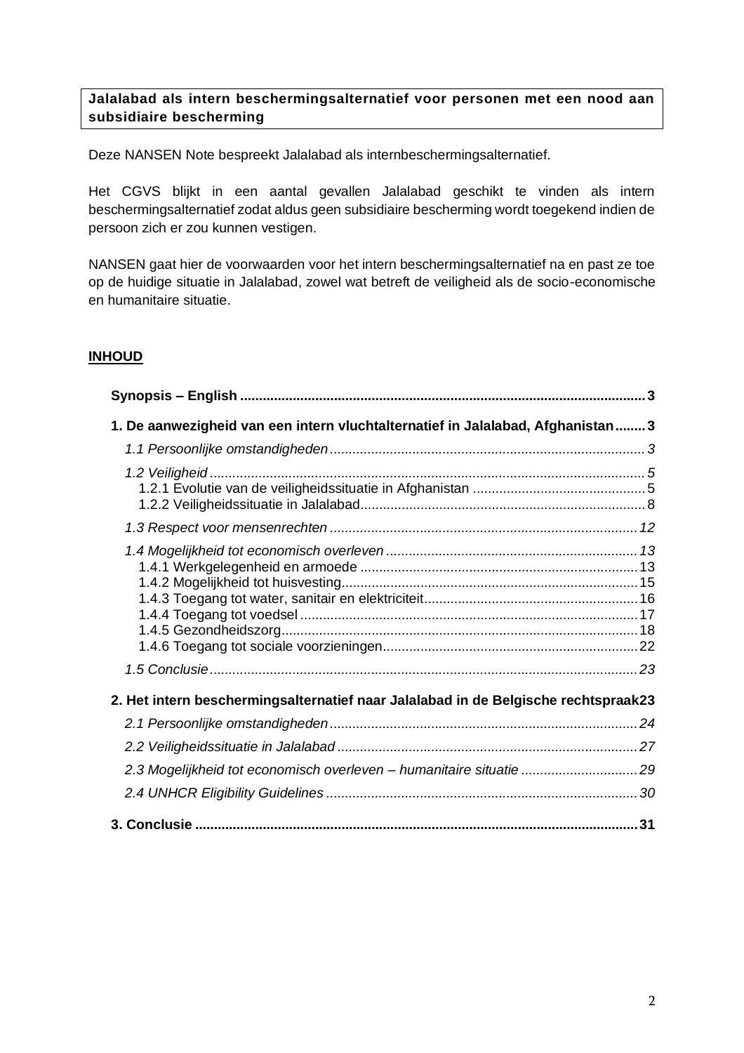**Jalalabad als intern beschermingsalternatief voor personen met een nood aan subsidiaire bescherming**

Deze NANSEN Note bespreekt Jalalabad als internbeschermingsalternatief.

Het CGVS blijkt in een aantal gevallen Jalalabad geschikt te vinden als intern beschermingsalternatief zodat aldus geen subsidiaire bescherming wordt toegekend indien de persoon zich er zou kunnen vestigen.

NANSEN gaat hier de voorwaarden voor het intern beschermingsalternatief na en past ze toe op de huidige situatie in Jalalabad, zowel wat betreft de veiligheid als de socio-economische en humanitaire situatie.

## INHOUD

**Synopsis – English** ..... 3

**1. De aanwezigheid van een intern vluchtalternatief in Jalalabad, Afghanistan** ..... 3

- *1.1 Persoonlijke omstandigheden* ..... 3
- *1.2 Veiligheid* ..... 5
  - 1.2.1 Evolutie van de veiligheidssituatie in Afghanistan ..... 5
  - 1.2.2 Veiligheidssituatie in Jalalabad ..... 8
- *1.3 Respect voor mensenrechten* ..... 12
- *1.4 Mogelijkheid tot economisch overleven* ..... 13
  - 1.4.1 Werkgelegenheid en armoede ..... 13
  - 1.4.2 Mogelijkheid tot huisvesting ..... 15
  - 1.4.3 Toegang tot water, sanitair en elektriciteit ..... 16
  - 1.4.4 Toegang tot voedsel ..... 17
  - 1.4.5 Gezondheidszorg ..... 18
  - 1.4.6 Toegang tot sociale voorzieningen ..... 22
- *1.5 Conclusie* ..... 23

**2. Het intern beschermingsalternatief naar Jalalabad in de Belgische rechtspraak** ..... 23

- *2.1 Persoonlijke omstandigheden* ..... 24
- *2.2 Veiligheidssituatie in Jalalabad* ..... 27
- *2.3 Mogelijkheid tot economisch overleven – humanitaire situatie* ..... 29
- *2.4 UNHCR Eligibility Guidelines* ..... 30

**3. Conclusie** ..... 31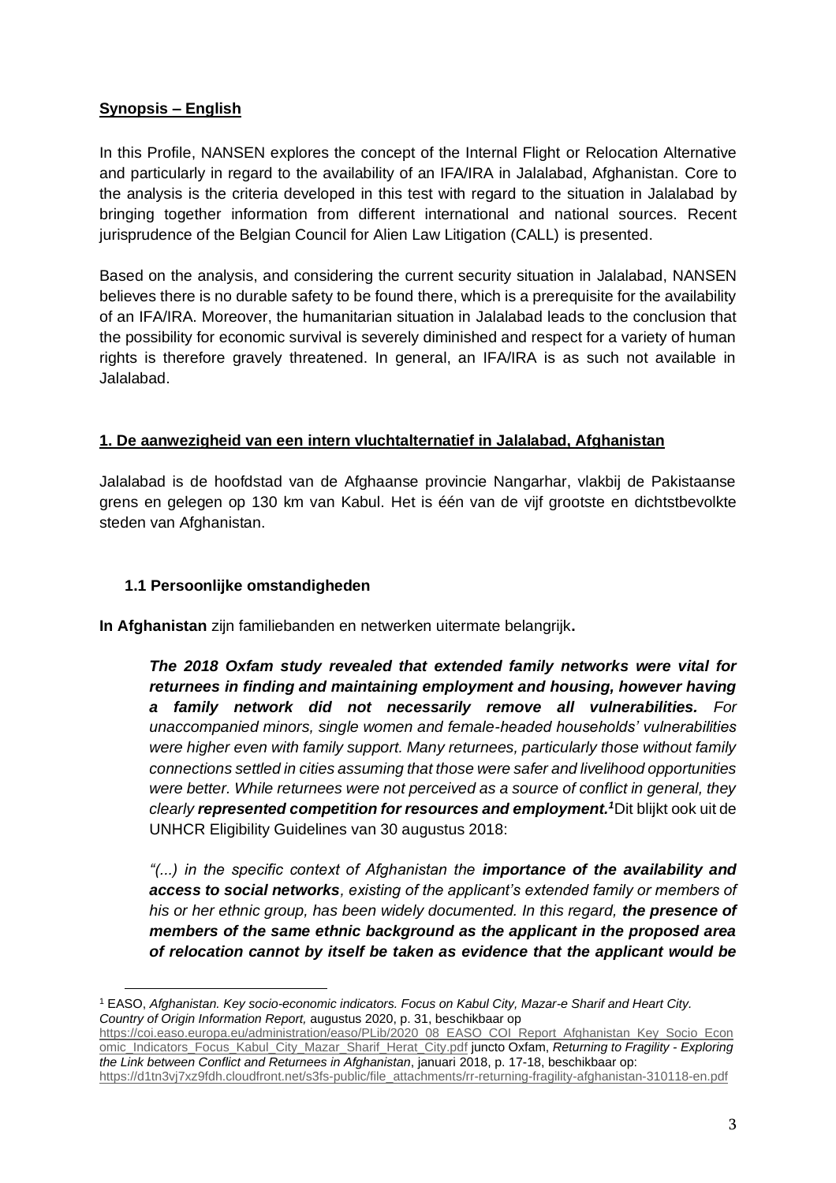**Synopsis – English**

In this Profile, NANSEN explores the concept of the Internal Flight or Relocation Alternative and particularly in regard to the availability of an IFA/IRA in Jalalabad, Afghanistan. Core to the analysis is the criteria developed in this test with regard to the situation in Jalalabad by bringing together information from different international and national sources. Recent jurisprudence of the Belgian Council for Alien Law Litigation (CALL) is presented.

Based on the analysis, and considering the current security situation in Jalalabad, NANSEN believes there is no durable safety to be found there, which is a prerequisite for the availability of an IFA/IRA. Moreover, the humanitarian situation in Jalalabad leads to the conclusion that the possibility for economic survival is severely diminished and respect for a variety of human rights is therefore gravely threatened. In general, an IFA/IRA is as such not available in Jalalabad.

## 1. De aanwezigheid van een intern vluchtalternatief in Jalalabad, Afghanistan

Jalalabad is de hoofdstad van de Afghaanse provincie Nangarhar, vlakbij de Pakistaanse grens en gelegen op 130 km van Kabul. Het is één van de vijf grootste en dichtstbevolkte steden van Afghanistan.

### 1.1 Persoonlijke omstandigheden

**In Afghanistan** zijn familiebanden en netwerken uitermate belangrijk**.**

> ***The 2018 Oxfam study revealed that extended family networks were vital for returnees in finding and maintaining employment and housing, however having a family network did not necessarily remove all vulnerabilities.*** *For unaccompanied minors, single women and female-headed households' vulnerabilities were higher even with family support. Many returnees, particularly those without family connections settled in cities assuming that those were safer and livelihood opportunities were better. While returnees were not perceived as a source of conflict in general, they clearly* ***represented competition for resources and employment.***[1] Dit blijkt ook uit de UNHCR Eligibility Guidelines van 30 augustus 2018:
>
> *"(...) in the specific context of Afghanistan the* ***importance of the availability and access to social networks****, existing of the applicant's extended family or members of his or her ethnic group, has been widely documented. In this regard,* ***the presence of members of the same ethnic background as the applicant in the proposed area of relocation cannot by itself be taken as evidence that the applicant would be***

[1] EASO, *Afghanistan. Key socio-economic indicators. Focus on Kabul City, Mazar-e Sharif and Heart City. Country of Origin Information Report,* augustus 2020, p. 31, beschikbaar op https://coi.easo.europa.eu/administration/easo/PLib/2020_08_EASO_COI_Report_Afghanistan_Key_Socio_Economic_Indicators_Focus_Kabul_City_Mazar_Sharif_Herat_City.pdf juncto Oxfam, *Returning to Fragility - Exploring the Link between Conflict and Returnees in Afghanistan*, januari 2018, p. 17-18, beschikbaar op: https://d1tn3vj7xz9fdh.cloudfront.net/s3fs-public/file_attachments/rr-returning-fragility-afghanistan-310118-en.pdf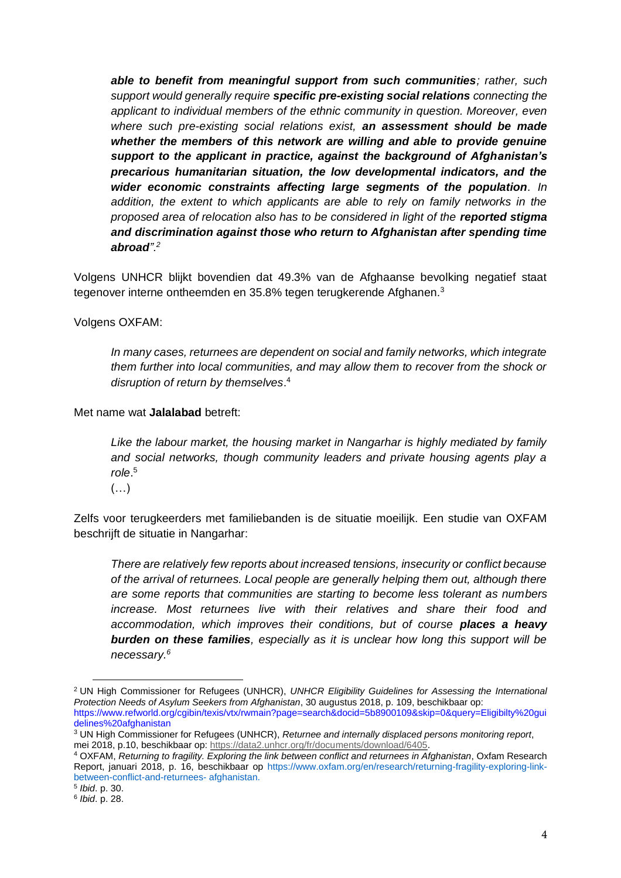> ***able to benefit from meaningful support from such communities****; rather, such support would generally require* ***specific pre-existing social relations*** *connecting the applicant to individual members of the ethnic community in question. Moreover, even where such pre-existing social relations exist,* ***an assessment should be made whether the members of this network are willing and able to provide genuine support to the applicant in practice, against the background of Afghanistan's precarious humanitarian situation, the low developmental indicators, and the wider economic constraints affecting large segments of the population****. In addition, the extent to which applicants are able to rely on family networks in the proposed area of relocation also has to be considered in light of the* ***reported stigma and discrimination against those who return to Afghanistan after spending time abroad****".*[2]

Volgens UNHCR blijkt bovendien dat 49.3% van de Afghaanse bevolking negatief staat tegenover interne ontheemden en 35.8% tegen terugkerende Afghanen.[3]

Volgens OXFAM:

> *In many cases, returnees are dependent on social and family networks, which integrate them further into local communities, and may allow them to recover from the shock or disruption of return by themselves*.[4]

Met name wat **Jalalabad** betreft:

> *Like the labour market, the housing market in Nangarhar is highly mediated by family and social networks, though community leaders and private housing agents play a role*.[5]
>
> (…)

Zelfs voor terugkeerders met familiebanden is de situatie moeilijk. Een studie van OXFAM beschrijft de situatie in Nangarhar:

> *There are relatively few reports about increased tensions, insecurity or conflict because of the arrival of returnees. Local people are generally helping them out, although there are some reports that communities are starting to become less tolerant as numbers increase. Most returnees live with their relatives and share their food and accommodation, which improves their conditions, but of course* ***places a heavy burden on these families****, especially as it is unclear how long this support will be necessary.*[6]

---

[2] UN High Commissioner for Refugees (UNHCR), *UNHCR Eligibility Guidelines for Assessing the International Protection Needs of Asylum Seekers from Afghanistan*, 30 augustus 2018, p. 109, beschikbaar op: https://www.refworld.org/cgibin/texis/vtx/rwmain?page=search&docid=5b8900109&skip=0&query=Eligibilty%20guidelines%20afghanistan

[3] UN High Commissioner for Refugees (UNHCR), *Returnee and internally displaced persons monitoring report*, mei 2018, p.10, beschikbaar op: https://data2.unhcr.org/fr/documents/download/6405.

[4] OXFAM, *Returning to fragility. Exploring the link between conflict and returnees in Afghanistan*, Oxfam Research Report, januari 2018, p. 16, beschikbaar op https://www.oxfam.org/en/research/returning-fragility-exploring-link-between-conflict-and-returnees- afghanistan.

[5] *Ibid*. p. 30.

[6] *Ibid*. p. 28.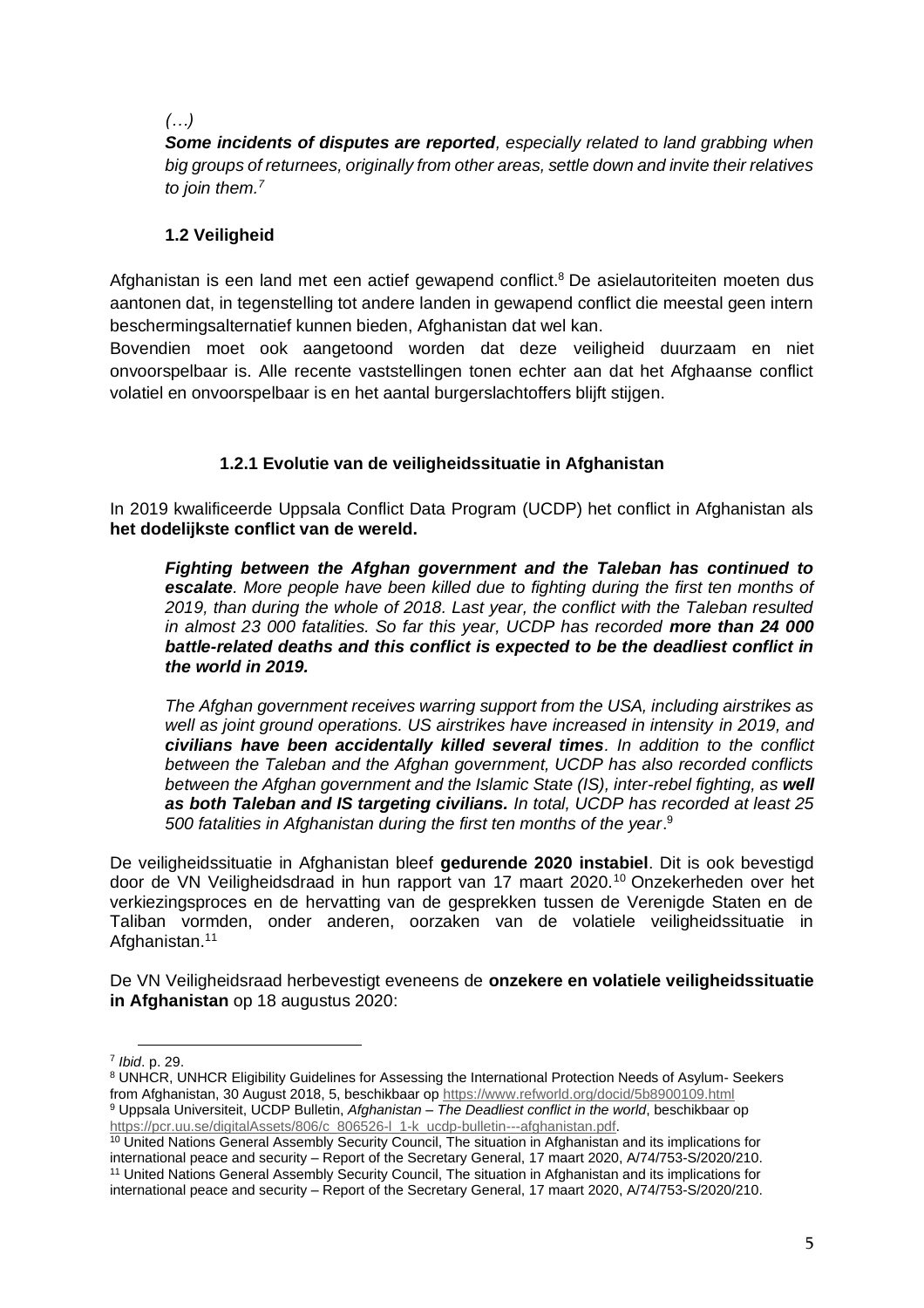*(…)*

***Some incidents of disputes are reported**, especially related to land grabbing when big groups of returnees, originally from other areas, settle down and invite their relatives to join them.*[7]

### 1.2 Veiligheid

Afghanistan is een land met een actief gewapend conflict.[8] De asielautoriteiten moeten dus aantonen dat, in tegenstelling tot andere landen in gewapend conflict die meestal geen intern beschermingsalternatief kunnen bieden, Afghanistan dat wel kan.

Bovendien moet ook aangetoond worden dat deze veiligheid duurzaam en niet onvoorspelbaar is. Alle recente vaststellingen tonen echter aan dat het Afghaanse conflict volatiel en onvoorspelbaar is en het aantal burgerslachtoffers blijft stijgen.

#### 1.2.1 Evolutie van de veiligheidssituatie in Afghanistan

In 2019 kwalificeerde Uppsala Conflict Data Program (UCDP) het conflict in Afghanistan als **het dodelijkste conflict van de wereld.**

> ***Fighting between the Afghan government and the Taleban has continued to escalate**. More people have been killed due to fighting during the first ten months of 2019, than during the whole of 2018. Last year, the conflict with the Taleban resulted in almost 23 000 fatalities. So far this year, UCDP has recorded **more than 24 000 battle-related deaths and this conflict is expected to be the deadliest conflict in the world in 2019.***
>
> *The Afghan government receives warring support from the USA, including airstrikes as well as joint ground operations. US airstrikes have increased in intensity in 2019, and **civilians have been accidentally killed several times**. In addition to the conflict between the Taleban and the Afghan government, UCDP has also recorded conflicts between the Afghan government and the Islamic State (IS), inter-rebel fighting, as **well as both Taleban and IS targeting civilians.** In total, UCDP has recorded at least 25 500 fatalities in Afghanistan during the first ten months of the year*.[9]

De veiligheidssituatie in Afghanistan bleef **gedurende 2020 instabiel**. Dit is ook bevestigd door de VN Veiligheidsdraad in hun rapport van 17 maart 2020.[10] Onzekerheden over het verkiezingsproces en de hervatting van de gesprekken tussen de Verenigde Staten en de Taliban vormden, onder anderen, oorzaken van de volatiele veiligheidssituatie in Afghanistan.[11]

De VN Veiligheidsraad herbevestigt eveneens de **onzekere en volatiele veiligheidssituatie in Afghanistan** op 18 augustus 2020:

---

[7] *Ibid*. p. 29.

[8] UNHCR, UNHCR Eligibility Guidelines for Assessing the International Protection Needs of Asylum- Seekers from Afghanistan, 30 August 2018, 5, beschikbaar op https://www.refworld.org/docid/5b8900109.html

[9] Uppsala Universiteit, UCDP Bulletin, *Afghanistan – The Deadliest conflict in the world*, beschikbaar op https://pcr.uu.se/digitalAssets/806/c_806526-l_1-k_ucdp-bulletin---afghanistan.pdf.

[10] United Nations General Assembly Security Council, The situation in Afghanistan and its implications for international peace and security – Report of the Secretary General, 17 maart 2020, A/74/753-S/2020/210.

[11] United Nations General Assembly Security Council, The situation in Afghanistan and its implications for international peace and security – Report of the Secretary General, 17 maart 2020, A/74/753-S/2020/210.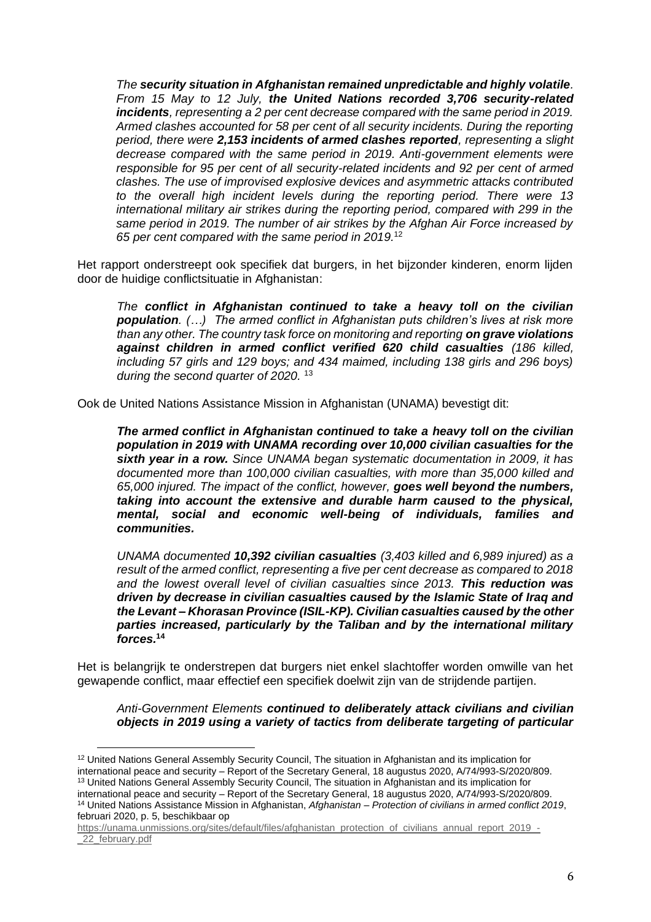> *The **security situation in Afghanistan remained unpredictable and highly volatile**. From 15 May to 12 July, **the United Nations recorded 3,706 security-related incidents**, representing a 2 per cent decrease compared with the same period in 2019. Armed clashes accounted for 58 per cent of all security incidents. During the reporting period, there were **2,153 incidents of armed clashes reported**, representing a slight decrease compared with the same period in 2019. Anti-government elements were responsible for 95 per cent of all security-related incidents and 92 per cent of armed clashes. The use of improvised explosive devices and asymmetric attacks contributed to the overall high incident levels during the reporting period. There were 13 international military air strikes during the reporting period, compared with 299 in the same period in 2019. The number of air strikes by the Afghan Air Force increased by 65 per cent compared with the same period in 2019.*[12]

Het rapport onderstreept ook specifiek dat burgers, in het bijzonder kinderen, enorm lijden door de huidige conflictsituatie in Afghanistan:

> *The **conflict in Afghanistan continued to take a heavy toll on the civilian population**. (…) The armed conflict in Afghanistan puts children's lives at risk more than any other. The country task force on monitoring and reporting **on grave violations against children in armed conflict verified 620 child casualties** (186 killed, including 57 girls and 129 boys; and 434 maimed, including 138 girls and 296 boys) during the second quarter of 2020.* [13]

Ook de United Nations Assistance Mission in Afghanistan (UNAMA) bevestigt dit:

> ***The armed conflict in Afghanistan continued to take a heavy toll on the civilian population in 2019 with UNAMA recording over 10,000 civilian casualties for the sixth year in a row.*** *Since UNAMA began systematic documentation in 2009, it has documented more than 100,000 civilian casualties, with more than 35,000 killed and 65,000 injured. The impact of the conflict, however,* ***goes well beyond the numbers, taking into account the extensive and durable harm caused to the physical, mental, social and economic well-being of individuals, families and communities.***
>
> *UNAMA documented **10,392 civilian casualties** (3,403 killed and 6,989 injured) as a result of the armed conflict, representing a five per cent decrease as compared to 2018 and the lowest overall level of civilian casualties since 2013.* ***This reduction was driven by decrease in civilian casualties caused by the Islamic State of Iraq and the Levant – Khorasan Province (ISIL-KP). Civilian casualties caused by the other parties increased, particularly by the Taliban and by the international military forces.***[14]

Het is belangrijk te onderstrepen dat burgers niet enkel slachtoffer worden omwille van het gewapende conflict, maar effectief een specifiek doelwit zijn van de strijdende partijen.

> *Anti-Government Elements* ***continued to deliberately attack civilians and civilian objects in 2019 using a variety of tactics from deliberate targeting of particular***

---

[12] United Nations General Assembly Security Council, The situation in Afghanistan and its implication for international peace and security – Report of the Secretary General, 18 augustus 2020, A/74/993-S/2020/809.

[13] United Nations General Assembly Security Council, The situation in Afghanistan and its implication for international peace and security – Report of the Secretary General, 18 augustus 2020, A/74/993-S/2020/809.

[14] United Nations Assistance Mission in Afghanistan, *Afghanistan – Protection of civilians in armed conflict 2019*, februari 2020, p. 5, beschikbaar op https://unama.unmissions.org/sites/default/files/afghanistan_protection_of_civilians_annual_report_2019_-_22_february.pdf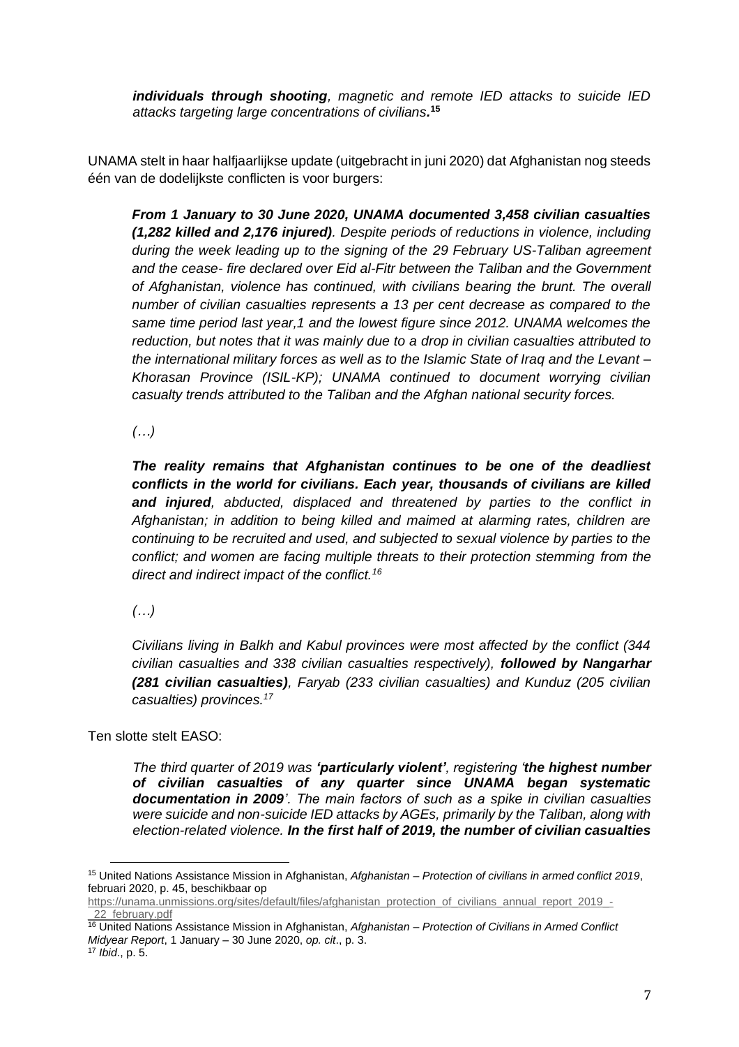> ***individuals through shooting**, magnetic and remote IED attacks to suicide IED attacks targeting large concentrations of civilians.*[15]

UNAMA stelt in haar halfjaarlijkse update (uitgebracht in juni 2020) dat Afghanistan nog steeds één van de dodelijkste conflicten is voor burgers:

> ***From 1 January to 30 June 2020, UNAMA documented 3,458 civilian casualties (1,282 killed and 2,176 injured)**. Despite periods of reductions in violence, including during the week leading up to the signing of the 29 February US-Taliban agreement and the cease- fire declared over Eid al-Fitr between the Taliban and the Government of Afghanistan, violence has continued, with civilians bearing the brunt. The overall number of civilian casualties represents a 13 per cent decrease as compared to the same time period last year,1 and the lowest figure since 2012. UNAMA welcomes the reduction, but notes that it was mainly due to a drop in civilian casualties attributed to the international military forces as well as to the Islamic State of Iraq and the Levant – Khorasan Province (ISIL-KP); UNAMA continued to document worrying civilian casualty trends attributed to the Taliban and the Afghan national security forces.*
>
> *(…)*
>
> ***The reality remains that Afghanistan continues to be one of the deadliest conflicts in the world for civilians. Each year, thousands of civilians are killed and injured**, abducted, displaced and threatened by parties to the conflict in Afghanistan; in addition to being killed and maimed at alarming rates, children are continuing to be recruited and used, and subjected to sexual violence by parties to the conflict; and women are facing multiple threats to their protection stemming from the direct and indirect impact of the conflict.*[16]
>
> *(…)*
>
> *Civilians living in Balkh and Kabul provinces were most affected by the conflict (344 civilian casualties and 338 civilian casualties respectively), **followed by Nangarhar (281 civilian casualties)**, Faryab (233 civilian casualties) and Kunduz (205 civilian casualties) provinces.*[17]

Ten slotte stelt EASO:

> *The third quarter of 2019 was **'particularly violent'**, registering '**the highest number of civilian casualties of any quarter since UNAMA began systematic documentation in 2009**'. The main factors of such as a spike in civilian casualties were suicide and non-suicide IED attacks by AGEs, primarily by the Taliban, along with election-related violence. **In the first half of 2019, the number of civilian casualties***

---

[15] United Nations Assistance Mission in Afghanistan, *Afghanistan – Protection of civilians in armed conflict 2019*, februari 2020, p. 45, beschikbaar op https://unama.unmissions.org/sites/default/files/afghanistan_protection_of_civilians_annual_report_2019_-_22_february.pdf

[16] United Nations Assistance Mission in Afghanistan, *Afghanistan – Protection of Civilians in Armed Conflict Midyear Report*, 1 January – 30 June 2020, *op. cit*., p. 3.

[17] *Ibid*., p. 5.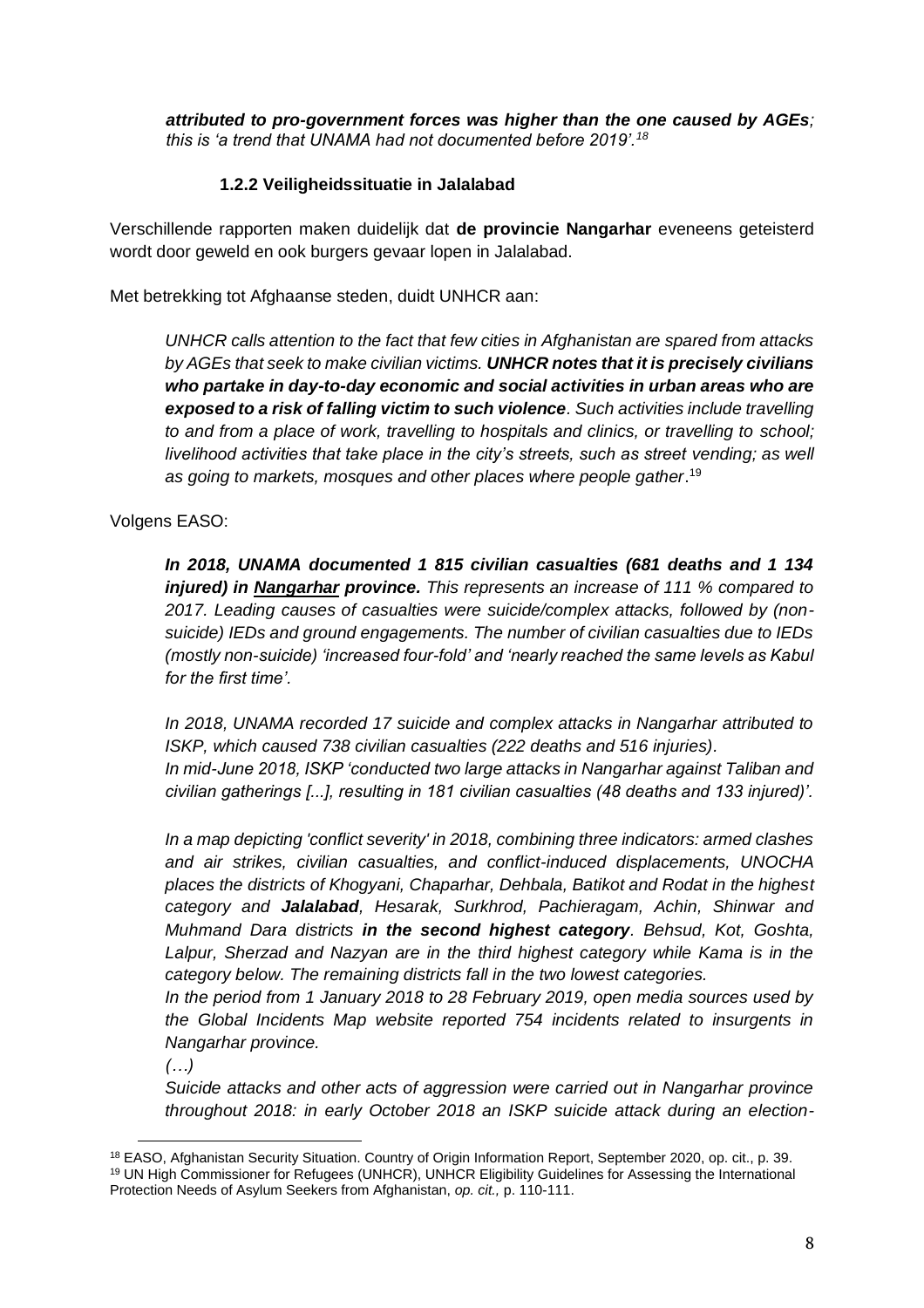***attributed to pro-government forces was higher than the one caused by AGEs****; this is 'a trend that UNAMA had not documented before 2019'.*[18]

### 1.2.2 Veiligheidssituatie in Jalalabad

Verschillende rapporten maken duidelijk dat **de provincie Nangarhar** eveneens geteisterd wordt door geweld en ook burgers gevaar lopen in Jalalabad.

Met betrekking tot Afghaanse steden, duidt UNHCR aan:

> *UNHCR calls attention to the fact that few cities in Afghanistan are spared from attacks by AGEs that seek to make civilian victims.* ***UNHCR notes that it is precisely civilians who partake in day-to-day economic and social activities in urban areas who are exposed to a risk of falling victim to such violence****. Such activities include travelling to and from a place of work, travelling to hospitals and clinics, or travelling to school; livelihood activities that take place in the city's streets, such as street vending; as well as going to markets, mosques and other places where people gather*.[19]

Volgens EASO:

> ***In 2018, UNAMA documented 1 815 civilian casualties (681 deaths and 1 134 injured) in Nangarhar province.*** *This represents an increase of 111 % compared to 2017. Leading causes of casualties were suicide/complex attacks, followed by (non-suicide) IEDs and ground engagements. The number of civilian casualties due to IEDs (mostly non-suicide) 'increased four-fold' and 'nearly reached the same levels as Kabul for the first time'.*
>
> *In 2018, UNAMA recorded 17 suicide and complex attacks in Nangarhar attributed to ISKP, which caused 738 civilian casualties (222 deaths and 516 injuries).*
> *In mid-June 2018, ISKP 'conducted two large attacks in Nangarhar against Taliban and civilian gatherings [...], resulting in 181 civilian casualties (48 deaths and 133 injured)'.*
>
> *In a map depicting 'conflict severity' in 2018, combining three indicators: armed clashes and air strikes, civilian casualties, and conflict-induced displacements, UNOCHA places the districts of Khogyani, Chaparhar, Dehbala, Batikot and Rodat in the highest category and* ***Jalalabad****, Hesarak, Surkhrod, Pachieragam, Achin, Shinwar and Muhmand Dara districts* ***in the second highest category****. Behsud, Kot, Goshta, Lalpur, Sherzad and Nazyan are in the third highest category while Kama is in the category below. The remaining districts fall in the two lowest categories.*
> *In the period from 1 January 2018 to 28 February 2019, open media sources used by the Global Incidents Map website reported 754 incidents related to insurgents in Nangarhar province.*
> *(…)*
> *Suicide attacks and other acts of aggression were carried out in Nangarhar province throughout 2018: in early October 2018 an ISKP suicide attack during an election-*

---

[18] EASO, Afghanistan Security Situation. Country of Origin Information Report, September 2020, op. cit., p. 39.

[19] UN High Commissioner for Refugees (UNHCR), UNHCR Eligibility Guidelines for Assessing the International Protection Needs of Asylum Seekers from Afghanistan, *op. cit.,* p. 110-111.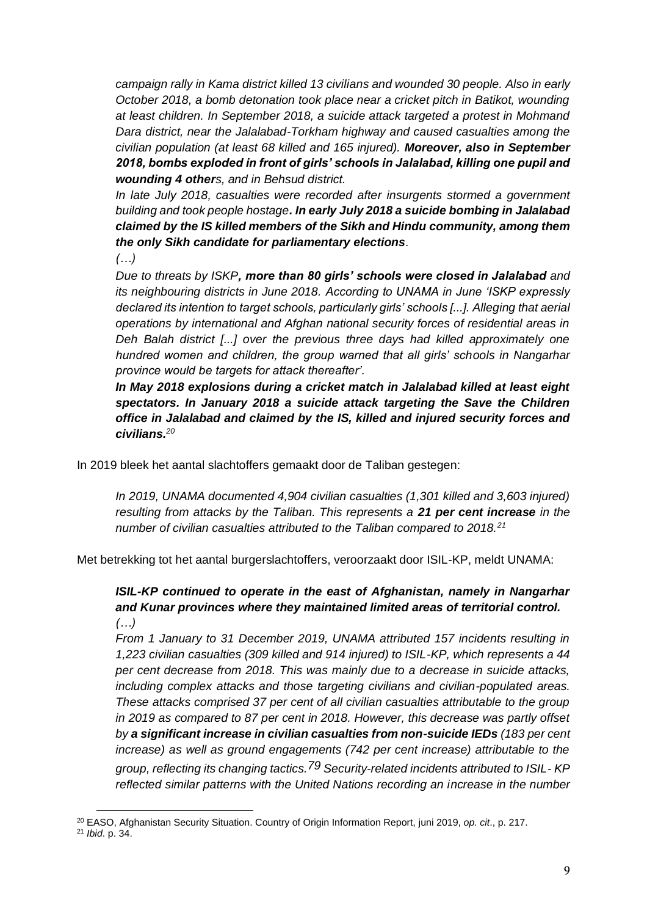*campaign rally in Kama district killed 13 civilians and wounded 30 people. Also in early October 2018, a bomb detonation took place near a cricket pitch in Batikot, wounding at least children. In September 2018, a suicide attack targeted a protest in Mohmand Dara district, near the Jalalabad-Torkham highway and caused casualties among the civilian population (at least 68 killed and 165 injured).* ***Moreover, also in September 2018, bombs exploded in front of girls' schools in Jalalabad, killing one pupil and wounding 4 other****s, and in Behsud district.*

*In late July 2018, casualties were recorded after insurgents stormed a government building and took people hostage****. In early July 2018 a suicide bombing in Jalalabad claimed by the IS killed members of the Sikh and Hindu community, among them the only Sikh candidate for parliamentary elections****.*

*(…)*

*Due to threats by ISKP****, more than 80 girls' schools were closed in Jalalabad*** *and its neighbouring districts in June 2018. According to UNAMA in June 'ISKP expressly declared its intention to target schools, particularly girls' schools [...]. Alleging that aerial operations by international and Afghan national security forces of residential areas in Deh Balah district [...] over the previous three days had killed approximately one hundred women and children, the group warned that all girls' schools in Nangarhar province would be targets for attack thereafter'.*

***In May 2018 explosions during a cricket match in Jalalabad killed at least eight spectators. In January 2018 a suicide attack targeting the Save the Children office in Jalalabad and claimed by the IS, killed and injured security forces and civilians.***[20]

In 2019 bleek het aantal slachtoffers gemaakt door de Taliban gestegen:

*In 2019, UNAMA documented 4,904 civilian casualties (1,301 killed and 3,603 injured) resulting from attacks by the Taliban. This represents a* ***21 per cent increase*** *in the number of civilian casualties attributed to the Taliban compared to 2018.*[21]

Met betrekking tot het aantal burgerslachtoffers, veroorzaakt door ISIL-KP, meldt UNAMA:

***ISIL-KP continued to operate in the east of Afghanistan, namely in Nangarhar and Kunar provinces where they maintained limited areas of territorial control.***

*(…)*

*From 1 January to 31 December 2019, UNAMA attributed 157 incidents resulting in 1,223 civilian casualties (309 killed and 914 injured) to ISIL-KP, which represents a 44 per cent decrease from 2018. This was mainly due to a decrease in suicide attacks, including complex attacks and those targeting civilians and civilian-populated areas. These attacks comprised 37 per cent of all civilian casualties attributable to the group in 2019 as compared to 87 per cent in 2018. However, this decrease was partly offset by* ***a significant increase in civilian casualties from non-suicide IEDs*** *(183 per cent increase) as well as ground engagements (742 per cent increase) attributable to the group, reflecting its changing tactics.*[79] *Security-related incidents attributed to ISIL- KP reflected similar patterns with the United Nations recording an increase in the number*

---

[20] EASO, Afghanistan Security Situation. Country of Origin Information Report, juni 2019, *op. cit*., p. 217.

[21] *Ibid*. p. 34.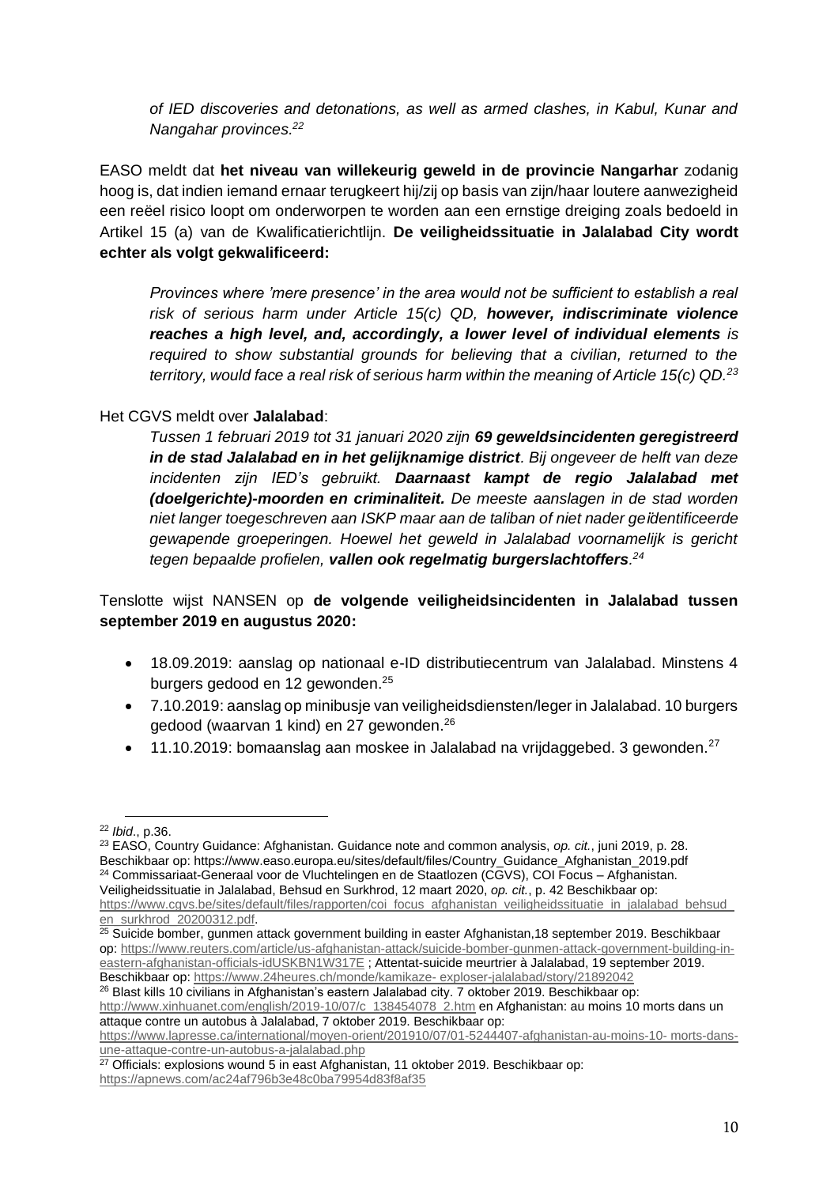> *of IED discoveries and detonations, as well as armed clashes, in Kabul, Kunar and Nangahar provinces.*[22]

EASO meldt dat **het niveau van willekeurig geweld in de provincie Nangarhar** zodanig hoog is, dat indien iemand ernaar terugkeert hij/zij op basis van zijn/haar loutere aanwezigheid een reëel risico loopt om onderworpen te worden aan een ernstige dreiging zoals bedoeld in Artikel 15 (a) van de Kwalificatierichtlijn. **De veiligheidssituatie in Jalalabad City wordt echter als volgt gekwalificeerd:**

> *Provinces where 'mere presence' in the area would not be sufficient to establish a real risk of serious harm under Article 15(c) QD, **however, indiscriminate violence reaches a high level, and, accordingly, a lower level of individual elements** is required to show substantial grounds for believing that a civilian, returned to the territory, would face a real risk of serious harm within the meaning of Article 15(c) QD.*[23]

Het CGVS meldt over **Jalalabad**:

> *Tussen 1 februari 2019 tot 31 januari 2020 zijn **69 geweldsincidenten geregistreerd in de stad Jalalabad en in het gelijknamige district**. Bij ongeveer de helft van deze incidenten zijn IED's gebruikt. **Daarnaast kampt de regio Jalalabad met (doelgerichte)-moorden en criminaliteit.** De meeste aanslagen in de stad worden niet langer toegeschreven aan ISKP maar aan de taliban of niet nader geïdentificeerde gewapende groeperingen. Hoewel het geweld in Jalalabad voornamelijk is gericht tegen bepaalde profielen, **vallen ook regelmatig burgerslachtoffers**.*[24]

Tenslotte wijst NANSEN op **de volgende veiligheidsincidenten in Jalalabad tussen september 2019 en augustus 2020:**

- 18.09.2019: aanslag op nationaal e-ID distributiecentrum van Jalalabad. Minstens 4 burgers gedood en 12 gewonden.[25]
- 7.10.2019: aanslag op minibusje van veiligheidsdiensten/leger in Jalalabad. 10 burgers gedood (waarvan 1 kind) en 27 gewonden.[26]
- 11.10.2019: bomaanslag aan moskee in Jalalabad na vrijdaggebed. 3 gewonden.[27]

---

[22] *Ibid*., p.36.

[23] EASO, Country Guidance: Afghanistan. Guidance note and common analysis, *op. cit.*, juni 2019, p. 28. Beschikbaar op: https://www.easo.europa.eu/sites/default/files/Country_Guidance_Afghanistan_2019.pdf

[24] Commissariaat-Generaal voor de Vluchtelingen en de Staatlozen (CGVS), COI Focus – Afghanistan. Veiligheidssituatie in Jalalabad, Behsud en Surkhrod, 12 maart 2020, *op. cit.*, p. 42 Beschikbaar op: https://www.cgvs.be/sites/default/files/rapporten/coi_focus_afghanistan_veiligheidssituatie_in_jalalabad_behsud_en_surkhrod_20200312.pdf.

[25] Suicide bomber, gunmen attack government building in easter Afghanistan,18 september 2019. Beschikbaar op: https://www.reuters.com/article/us-afghanistan-attack/suicide-bomber-gunmen-attack-government-building-in-eastern-afghanistan-officials-idUSKBN1W317E ; Attentat-suicide meurtrier à Jalalabad, 19 september 2019. Beschikbaar op: https://www.24heures.ch/monde/kamikaze- exploser-jalalabad/story/21892042

[26] Blast kills 10 civilians in Afghanistan's eastern Jalalabad city. 7 oktober 2019. Beschikbaar op: http://www.xinhuanet.com/english/2019-10/07/c_138454078_2.htm en Afghanistan: au moins 10 morts dans un attaque contre un autobus à Jalalabad, 7 oktober 2019. Beschikbaar op: https://www.lapresse.ca/international/moyen-orient/201910/07/01-5244407-afghanistan-au-moins-10- morts-dans-une-attaque-contre-un-autobus-a-jalalabad.php

[27] Officials: explosions wound 5 in east Afghanistan, 11 oktober 2019. Beschikbaar op: https://apnews.com/ac24af796b3e48c0ba79954d83f8af35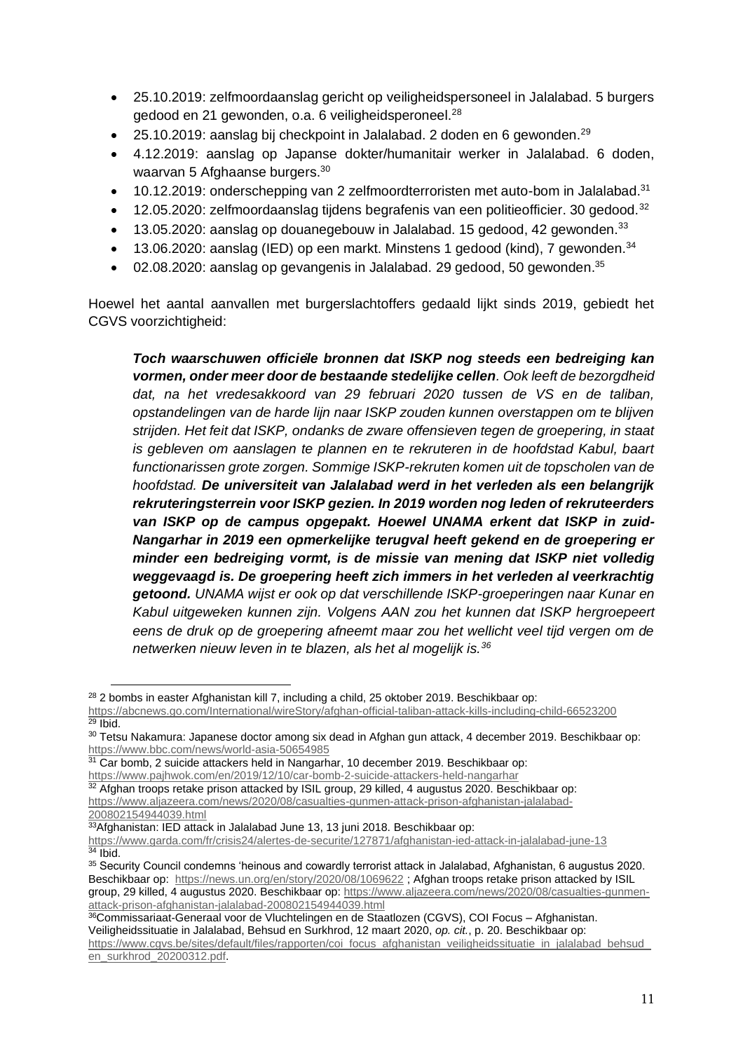- 25.10.2019: zelfmoordaanslag gericht op veiligheidspersoneel in Jalalabad. 5 burgers gedood en 21 gewonden, o.a. 6 veiligheidsperoneel.[28]
- 25.10.2019: aanslag bij checkpoint in Jalalabad. 2 doden en 6 gewonden.[29]
- 4.12.2019: aanslag op Japanse dokter/humanitair werker in Jalalabad. 6 doden, waarvan 5 Afghaanse burgers.[30]
- 10.12.2019: onderschepping van 2 zelfmoordterroristen met auto-bom in Jalalabad.[31]
- 12.05.2020: zelfmoordaanslag tijdens begrafenis van een politieofficier. 30 gedood.[32]
- 13.05.2020: aanslag op douanegebouw in Jalalabad. 15 gedood, 42 gewonden.[33]
- 13.06.2020: aanslag (IED) op een markt. Minstens 1 gedood (kind), 7 gewonden.[34]
- 02.08.2020: aanslag op gevangenis in Jalalabad. 29 gedood, 50 gewonden.[35]

Hoewel het aantal aanvallen met burgerslachtoffers gedaald lijkt sinds 2019, gebiedt het CGVS voorzichtigheid:

> ***Toch waarschuwen officiële bronnen dat ISKP nog steeds een bedreiging kan vormen, onder meer door de bestaande stedelijke cellen****. Ook leeft de bezorgdheid dat, na het vredesakkoord van 29 februari 2020 tussen de VS en de taliban, opstandelingen van de harde lijn naar ISKP zouden kunnen overstappen om te blijven strijden. Het feit dat ISKP, ondanks de zware offensieven tegen de groepering, in staat is gebleven om aanslagen te plannen en te rekruteren in de hoofdstad Kabul, baart functionarissen grote zorgen. Sommige ISKP-rekruten komen uit de topscholen van de hoofdstad.* ***De universiteit van Jalalabad werd in het verleden als een belangrijk rekruteringsterrein voor ISKP gezien. In 2019 worden nog leden of rekruteerders van ISKP op de campus opgepakt. Hoewel UNAMA erkent dat ISKP in zuid-Nangarhar in 2019 een opmerkelijke terugval heeft gekend en de groepering er minder een bedreiging vormt, is de missie van mening dat ISKP niet volledig weggevaagd is. De groepering heeft zich immers in het verleden al veerkrachtig getoond.*** *UNAMA wijst er ook op dat verschillende ISKP-groeperingen naar Kunar en Kabul uitgeweken kunnen zijn. Volgens AAN zou het kunnen dat ISKP hergroepeert eens de druk op de groepering afneemt maar zou het wellicht veel tijd vergen om de netwerken nieuw leven in te blazen, als het al mogelijk is.*[36]

---

[28] 2 bombs in easter Afghanistan kill 7, including a child, 25 oktober 2019. Beschikbaar op: https://abcnews.go.com/International/wireStory/afghan-official-taliban-attack-kills-including-child-66523200

[29] Ibid.

[30] Tetsu Nakamura: Japanese doctor among six dead in Afghan gun attack, 4 december 2019. Beschikbaar op: https://www.bbc.com/news/world-asia-50654985

[31] Car bomb, 2 suicide attackers held in Nangarhar, 10 december 2019. Beschikbaar op: https://www.pajhwok.com/en/2019/12/10/car-bomb-2-suicide-attackers-held-nangarhar

[32] Afghan troops retake prison attacked by ISIL group, 29 killed, 4 augustus 2020. Beschikbaar op: https://www.aljazeera.com/news/2020/08/casualties-gunmen-attack-prison-afghanistan-jalalabad-200802154944039.html

[33] Afghanistan: IED attack in Jalalabad June 13, 13 juni 2018. Beschikbaar op: https://www.garda.com/fr/crisis24/alertes-de-securite/127871/afghanistan-ied-attack-in-jalalabad-june-13

[34] Ibid.

[35] Security Council condemns 'heinous and cowardly terrorist attack in Jalalabad, Afghanistan, 6 augustus 2020. Beschikbaar op: https://news.un.org/en/story/2020/08/1069622 ; Afghan troops retake prison attacked by ISIL group, 29 killed, 4 augustus 2020. Beschikbaar op: https://www.aljazeera.com/news/2020/08/casualties-gunmen-attack-prison-afghanistan-jalalabad-200802154944039.html

[36] Commissariaat-Generaal voor de Vluchtelingen en de Staatlozen (CGVS), COI Focus – Afghanistan. Veiligheidssituatie in Jalalabad, Behsud en Surkhrod, 12 maart 2020, *op. cit.*, p. 20. Beschikbaar op: https://www.cgvs.be/sites/default/files/rapporten/coi_focus_afghanistan_veiligheidssituatie_in_jalalabad_behsud_en_surkhrod_20200312.pdf.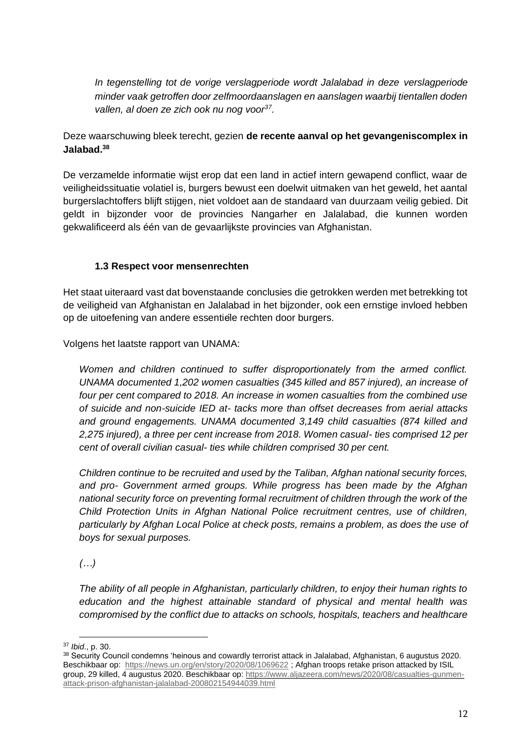*In tegenstelling tot de vorige verslagperiode wordt Jalalabad in deze verslagperiode minder vaak getroffen door zelfmoordaanslagen en aanslagen waarbij tientallen doden vallen, al doen ze zich ook nu nog voor*[37].

Deze waarschuwing bleek terecht, gezien **de recente aanval op het gevangeniscomplex in Jalabad.**[38]

De verzamelde informatie wijst erop dat een land in actief intern gewapend conflict, waar de veiligheidssituatie volatiel is, burgers bewust een doelwit uitmaken van het geweld, het aantal burgerslachtoffers blijft stijgen, niet voldoet aan de standaard van duurzaam veilig gebied. Dit geldt in bijzonder voor de provincies Nangarher en Jalalabad, die kunnen worden gekwalificeerd als één van de gevaarlijkste provincies van Afghanistan.

### 1.3 Respect voor mensenrechten

Het staat uiteraard vast dat bovenstaande conclusies die getrokken werden met betrekking tot de veiligheid van Afghanistan en Jalalabad in het bijzonder, ook een ernstige invloed hebben op de uitoefening van andere essentiële rechten door burgers.

Volgens het laatste rapport van UNAMA:

*Women and children continued to suffer disproportionately from the armed conflict. UNAMA documented 1,202 women casualties (345 killed and 857 injured), an increase of four per cent compared to 2018. An increase in women casualties from the combined use of suicide and non-suicide IED at- tacks more than offset decreases from aerial attacks and ground engagements. UNAMA documented 3,149 child casualties (874 killed and 2,275 injured), a three per cent increase from 2018. Women casual- ties comprised 12 per cent of overall civilian casual- ties while children comprised 30 per cent.*

*Children continue to be recruited and used by the Taliban, Afghan national security forces, and pro- Government armed groups. While progress has been made by the Afghan national security force on preventing formal recruitment of children through the work of the Child Protection Units in Afghan National Police recruitment centres, use of children, particularly by Afghan Local Police at check posts, remains a problem, as does the use of boys for sexual purposes.*

*(…)*

*The ability of all people in Afghanistan, particularly children, to enjoy their human rights to education and the highest attainable standard of physical and mental health was compromised by the conflict due to attacks on schools, hospitals, teachers and healthcare*

---

[37] *Ibid*., p. 30.

[38] Security Council condemns 'heinous and cowardly terrorist attack in Jalalabad, Afghanistan, 6 augustus 2020. Beschikbaar op: https://news.un.org/en/story/2020/08/1069622 ; Afghan troops retake prison attacked by ISIL group, 29 killed, 4 augustus 2020. Beschikbaar op: https://www.aljazeera.com/news/2020/08/casualties-gunmen-attack-prison-afghanistan-jalalabad-200802154944039.html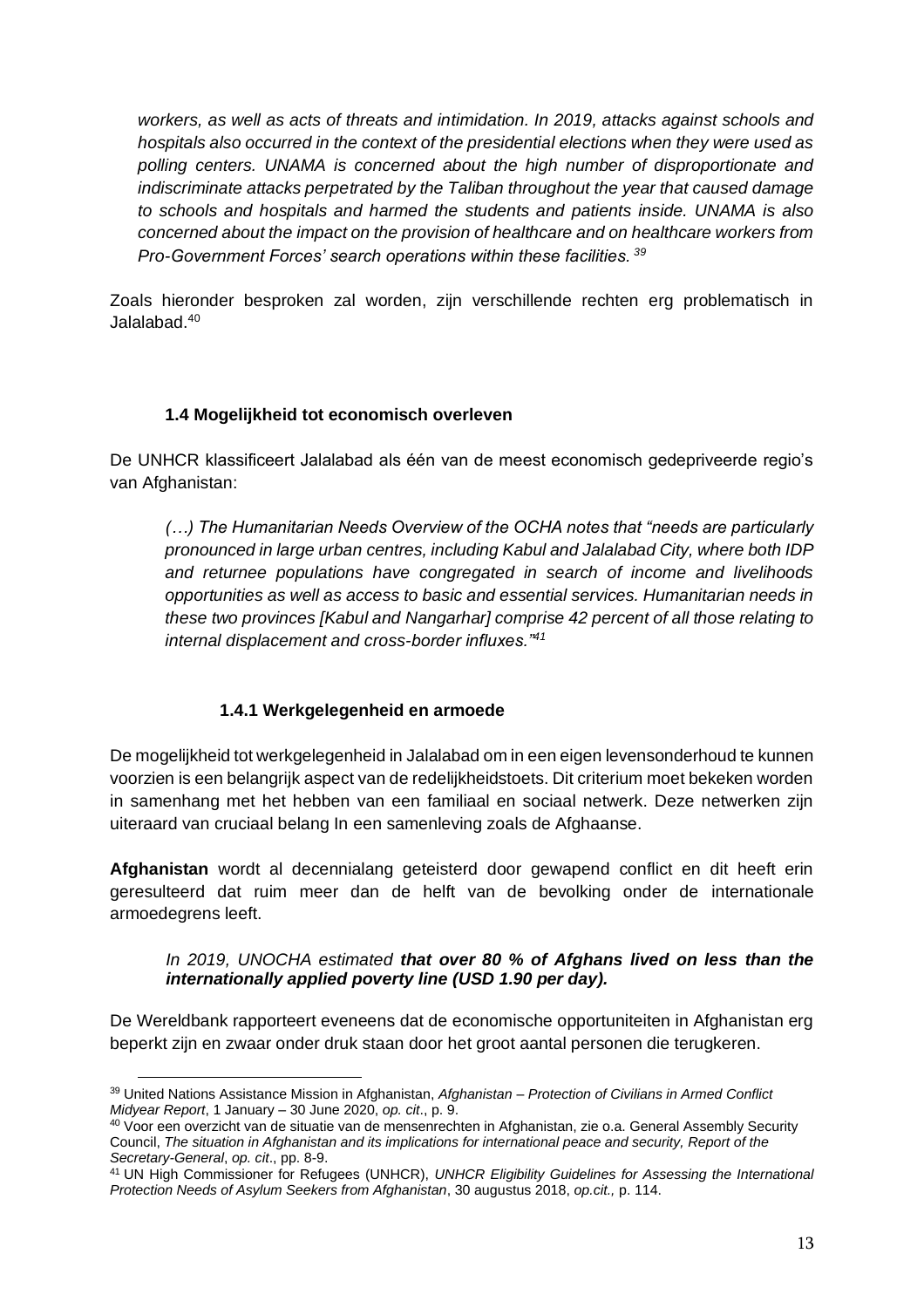*workers, as well as acts of threats and intimidation. In 2019, attacks against schools and hospitals also occurred in the context of the presidential elections when they were used as polling centers. UNAMA is concerned about the high number of disproportionate and indiscriminate attacks perpetrated by the Taliban throughout the year that caused damage to schools and hospitals and harmed the students and patients inside. UNAMA is also concerned about the impact on the provision of healthcare and on healthcare workers from Pro-Government Forces' search operations within these facilities.* [39]

Zoals hieronder besproken zal worden, zijn verschillende rechten erg problematisch in Jalalabad.[40]

### 1.4 Mogelijkheid tot economisch overleven

De UNHCR klassificeert Jalalabad als één van de meest economisch gedepriveerde regio's van Afghanistan:

> *(…) The Humanitarian Needs Overview of the OCHA notes that "needs are particularly pronounced in large urban centres, including Kabul and Jalalabad City, where both IDP and returnee populations have congregated in search of income and livelihoods opportunities as well as access to basic and essential services. Humanitarian needs in these two provinces [Kabul and Nangarhar] comprise 42 percent of all those relating to internal displacement and cross-border influxes."*[41]

#### 1.4.1 Werkgelegenheid en armoede

De mogelijkheid tot werkgelegenheid in Jalalabad om in een eigen levensonderhoud te kunnen voorzien is een belangrijk aspect van de redelijkheidstoets. Dit criterium moet bekeken worden in samenhang met het hebben van een familiaal en sociaal netwerk. Deze netwerken zijn uiteraard van cruciaal belang In een samenleving zoals de Afghaanse.

**Afghanistan** wordt al decennialang geteisterd door gewapend conflict en dit heeft erin geresulteerd dat ruim meer dan de helft van de bevolking onder de internationale armoedegrens leeft.

> *In 2019, UNOCHA estimated* ***that over 80 % of Afghans lived on less than the internationally applied poverty line (USD 1.90 per day).***

De Wereldbank rapporteert eveneens dat de economische opportuniteiten in Afghanistan erg beperkt zijn en zwaar onder druk staan door het groot aantal personen die terugkeren.

---

[39] United Nations Assistance Mission in Afghanistan, *Afghanistan – Protection of Civilians in Armed Conflict Midyear Report*, 1 January – 30 June 2020, *op. cit*., p. 9.

[40] Voor een overzicht van de situatie van de mensenrechten in Afghanistan, zie o.a. General Assembly Security Council, *The situation in Afghanistan and its implications for international peace and security, Report of the Secretary-General*, *op. cit*., pp. 8-9.

[41] UN High Commissioner for Refugees (UNHCR), *UNHCR Eligibility Guidelines for Assessing the International Protection Needs of Asylum Seekers from Afghanistan*, 30 augustus 2018, *op.cit.,* p. 114.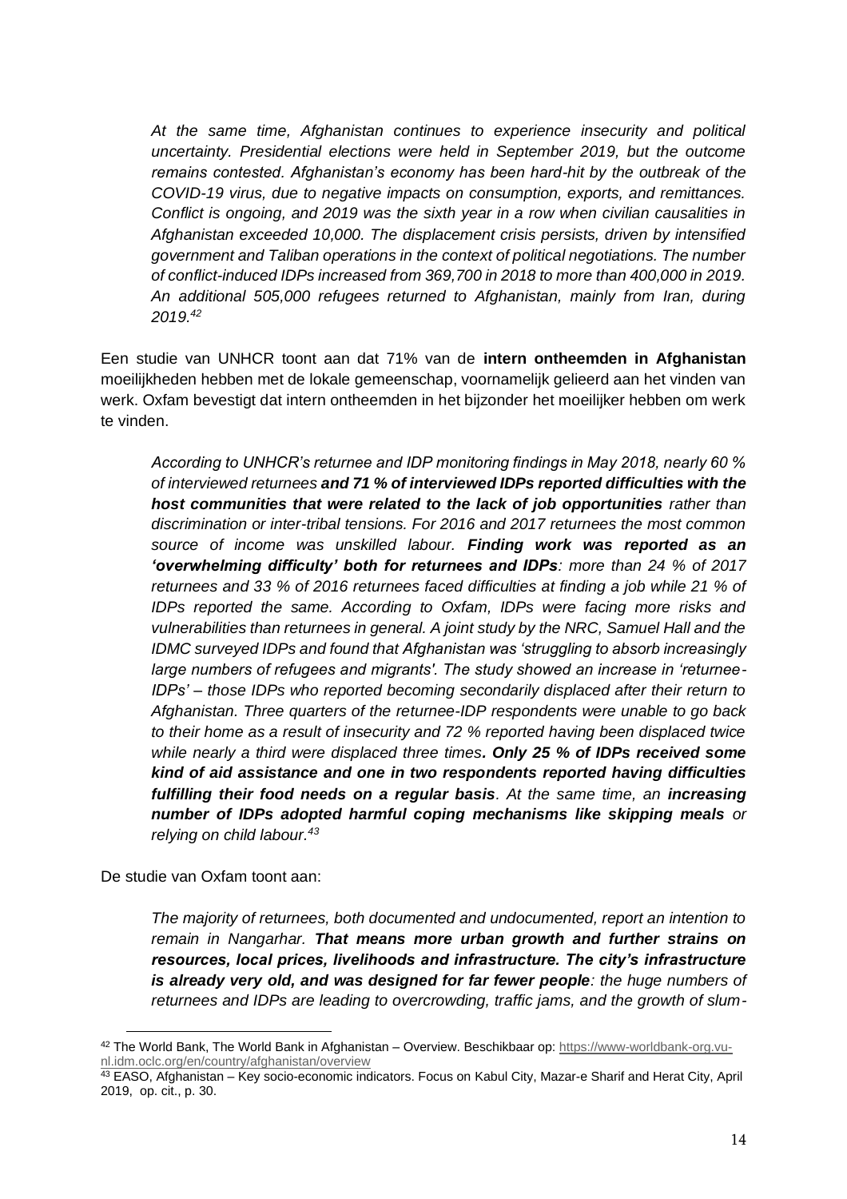> *At the same time, Afghanistan continues to experience insecurity and political uncertainty. Presidential elections were held in September 2019, but the outcome remains contested. Afghanistan's economy has been hard-hit by the outbreak of the COVID-19 virus, due to negative impacts on consumption, exports, and remittances. Conflict is ongoing, and 2019 was the sixth year in a row when civilian causalities in Afghanistan exceeded 10,000. The displacement crisis persists, driven by intensified government and Taliban operations in the context of political negotiations. The number of conflict-induced IDPs increased from 369,700 in 2018 to more than 400,000 in 2019. An additional 505,000 refugees returned to Afghanistan, mainly from Iran, during 2019.*[42]

Een studie van UNHCR toont aan dat 71% van de **intern ontheemden in Afghanistan** moeilijkheden hebben met de lokale gemeenschap, voornamelijk gelieerd aan het vinden van werk. Oxfam bevestigt dat intern ontheemden in het bijzonder het moeilijker hebben om werk te vinden.

> *According to UNHCR's returnee and IDP monitoring findings in May 2018, nearly 60 % of interviewed returnees* ***and 71 % of interviewed IDPs reported difficulties with the host communities that were related to the lack of job opportunities*** *rather than discrimination or inter-tribal tensions. For 2016 and 2017 returnees the most common source of income was unskilled labour.* ***Finding work was reported as an 'overwhelming difficulty' both for returnees and IDPs****: more than 24 % of 2017 returnees and 33 % of 2016 returnees faced difficulties at finding a job while 21 % of IDPs reported the same. According to Oxfam, IDPs were facing more risks and vulnerabilities than returnees in general. A joint study by the NRC, Samuel Hall and the IDMC surveyed IDPs and found that Afghanistan was 'struggling to absorb increasingly large numbers of refugees and migrants'. The study showed an increase in 'returnee-IDPs' – those IDPs who reported becoming secondarily displaced after their return to Afghanistan. Three quarters of the returnee-IDP respondents were unable to go back to their home as a result of insecurity and 72 % reported having been displaced twice while nearly a third were displaced three times****. Only 25 % of IDPs received some kind of aid assistance and one in two respondents reported having difficulties fulfilling their food needs on a regular basis****. At the same time, an* ***increasing number of IDPs adopted harmful coping mechanisms like skipping meals*** *or relying on child labour.*[43]

De studie van Oxfam toont aan:

> *The majority of returnees, both documented and undocumented, report an intention to remain in Nangarhar.* ***That means more urban growth and further strains on resources, local prices, livelihoods and infrastructure. The city's infrastructure is already very old, and was designed for far fewer people****: the huge numbers of returnees and IDPs are leading to overcrowding, traffic jams, and the growth of slum-*

---

[42] The World Bank, The World Bank in Afghanistan – Overview. Beschikbaar op: https://www-worldbank-org.vu-nl.idm.oclc.org/en/country/afghanistan/overview

[43] EASO, Afghanistan – Key socio-economic indicators. Focus on Kabul City, Mazar-e Sharif and Herat City, April 2019, op. cit., p. 30.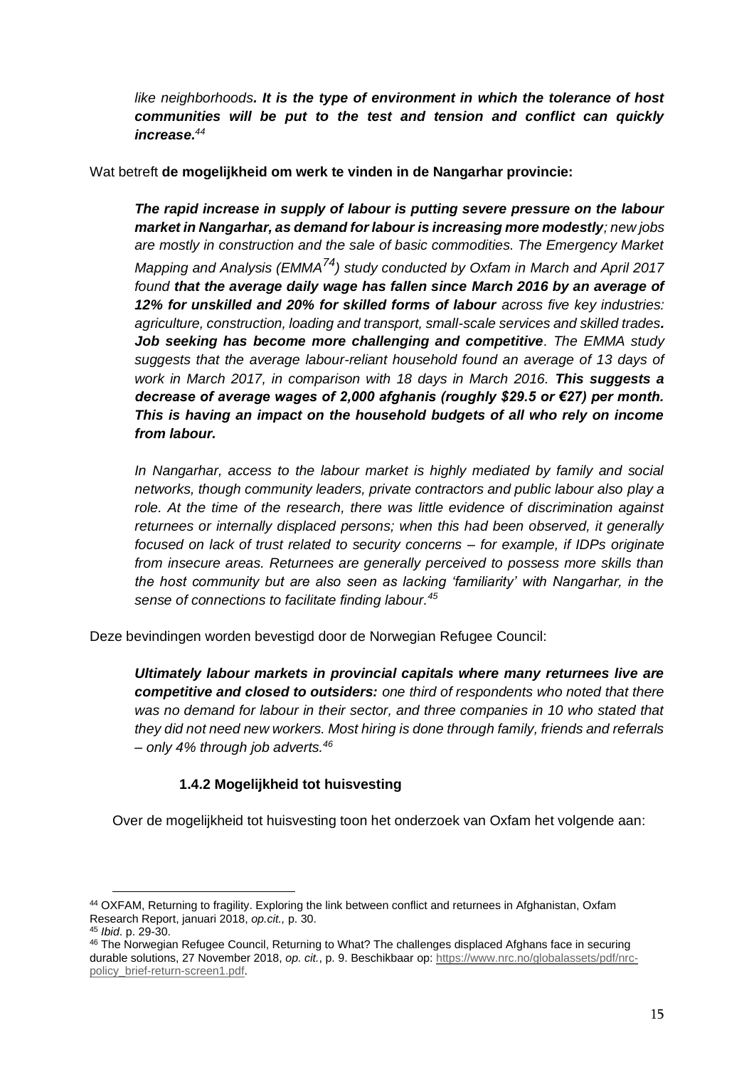> *like neighborhoods. **It is the type of environment in which the tolerance of host communities will be put to the test and tension and conflict can quickly increase.***[44]

Wat betreft **de mogelijkheid om werk te vinden in de Nangarhar provincie:**

> ***The rapid increase in supply of labour is putting severe pressure on the labour market in Nangarhar, as demand for labour is increasing more modestly****; new jobs are mostly in construction and the sale of basic commodities. The Emergency Market Mapping and Analysis (EMMA[74]) study conducted by Oxfam in March and April 2017 found* ***that the average daily wage has fallen since March 2016 by an average of 12% for unskilled and 20% for skilled forms of labour*** *across five key industries: agriculture, construction, loading and transport, small-scale services and skilled trades****. Job seeking has become more challenging and competitive****. The EMMA study suggests that the average labour-reliant household found an average of 13 days of work in March 2017, in comparison with 18 days in March 2016.* ***This suggests a decrease of average wages of 2,000 afghanis (roughly $29.5 or €27) per month. This is having an impact on the household budgets of all who rely on income from labour.***
>
> *In Nangarhar, access to the labour market is highly mediated by family and social networks, though community leaders, private contractors and public labour also play a role. At the time of the research, there was little evidence of discrimination against returnees or internally displaced persons; when this had been observed, it generally focused on lack of trust related to security concerns – for example, if IDPs originate from insecure areas. Returnees are generally perceived to possess more skills than the host community but are also seen as lacking 'familiarity' with Nangarhar, in the sense of connections to facilitate finding labour.*[45]

Deze bevindingen worden bevestigd door de Norwegian Refugee Council:

> ***Ultimately labour markets in provincial capitals where many returnees live are competitive and closed to outsiders:*** *one third of respondents who noted that there was no demand for labour in their sector, and three companies in 10 who stated that they did not need new workers. Most hiring is done through family, friends and referrals – only 4% through job adverts.*[46]

#### 1.4.2 Mogelijkheid tot huisvesting

Over de mogelijkheid tot huisvesting toon het onderzoek van Oxfam het volgende aan:

---

[44] OXFAM, Returning to fragility. Exploring the link between conflict and returnees in Afghanistan, Oxfam Research Report, januari 2018, *op.cit.,* p. 30.

[45] *Ibid*. p. 29-30.

[46] The Norwegian Refugee Council, Returning to What? The challenges displaced Afghans face in securing durable solutions, 27 November 2018, *op. cit.*, p. 9. Beschikbaar op: https://www.nrc.no/globalassets/pdf/nrc-policy_brief-return-screen1.pdf.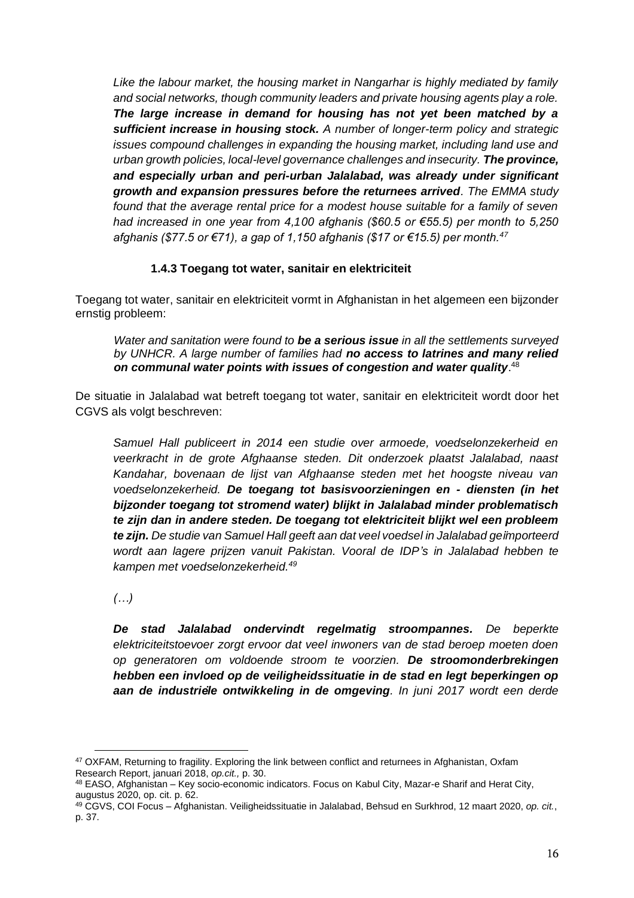*Like the labour market, the housing market in Nangarhar is highly mediated by family and social networks, though community leaders and private housing agents play a role.* ***The large increase in demand for housing has not yet been matched by a sufficient increase in housing stock.*** *A number of longer-term policy and strategic issues compound challenges in expanding the housing market, including land use and urban growth policies, local-level governance challenges and insecurity.* ***The province, and especially urban and peri-urban Jalalabad, was already under significant growth and expansion pressures before the returnees arrived****. The EMMA study found that the average rental price for a modest house suitable for a family of seven had increased in one year from 4,100 afghanis ($60.5 or €55.5) per month to 5,250 afghanis ($77.5 or €71), a gap of 1,150 afghanis ($17 or €15.5) per month.*[47]

### 1.4.3 Toegang tot water, sanitair en elektriciteit

Toegang tot water, sanitair en elektriciteit vormt in Afghanistan in het algemeen een bijzonder ernstig probleem:

*Water and sanitation were found to* ***be a serious issue*** *in all the settlements surveyed by UNHCR. A large number of families had* ***no access to latrines and many relied on communal water points with issues of congestion and water quality***.[48]

De situatie in Jalalabad wat betreft toegang tot water, sanitair en elektriciteit wordt door het CGVS als volgt beschreven:

*Samuel Hall publiceert in 2014 een studie over armoede, voedselonzekerheid en veerkracht in de grote Afghaanse steden. Dit onderzoek plaatst Jalalabad, naast Kandahar, bovenaan de lijst van Afghaanse steden met het hoogste niveau van voedselonzekerheid.* ***De toegang tot basisvoorzieningen en - diensten (in het bijzonder toegang tot stromend water) blijkt in Jalalabad minder problematisch te zijn dan in andere steden. De toegang tot elektriciteit blijkt wel een probleem te zijn.*** *De studie van Samuel Hall geeft aan dat veel voedsel in Jalalabad geïmporteerd wordt aan lagere prijzen vanuit Pakistan. Vooral de IDP's in Jalalabad hebben te kampen met voedselonzekerheid.*[49]

*(…)*

***De stad Jalalabad ondervindt regelmatig stroompannes.*** *De beperkte elektriciteitstoevoer zorgt ervoor dat veel inwoners van de stad beroep moeten doen op generatoren om voldoende stroom te voorzien.* ***De stroomonderbrekingen hebben een invloed op de veiligheidssituatie in de stad en legt beperkingen op aan de industriële ontwikkeling in de omgeving****. In juni 2017 wordt een derde*

---

[47] OXFAM, Returning to fragility. Exploring the link between conflict and returnees in Afghanistan, Oxfam Research Report, januari 2018, *op.cit.,* p. 30.

[48] EASO, Afghanistan – Key socio-economic indicators. Focus on Kabul City, Mazar-e Sharif and Herat City, augustus 2020, op. cit. p. 62.

[49] CGVS, COI Focus – Afghanistan. Veiligheidssituatie in Jalalabad, Behsud en Surkhrod, 12 maart 2020, *op. cit.*, p. 37.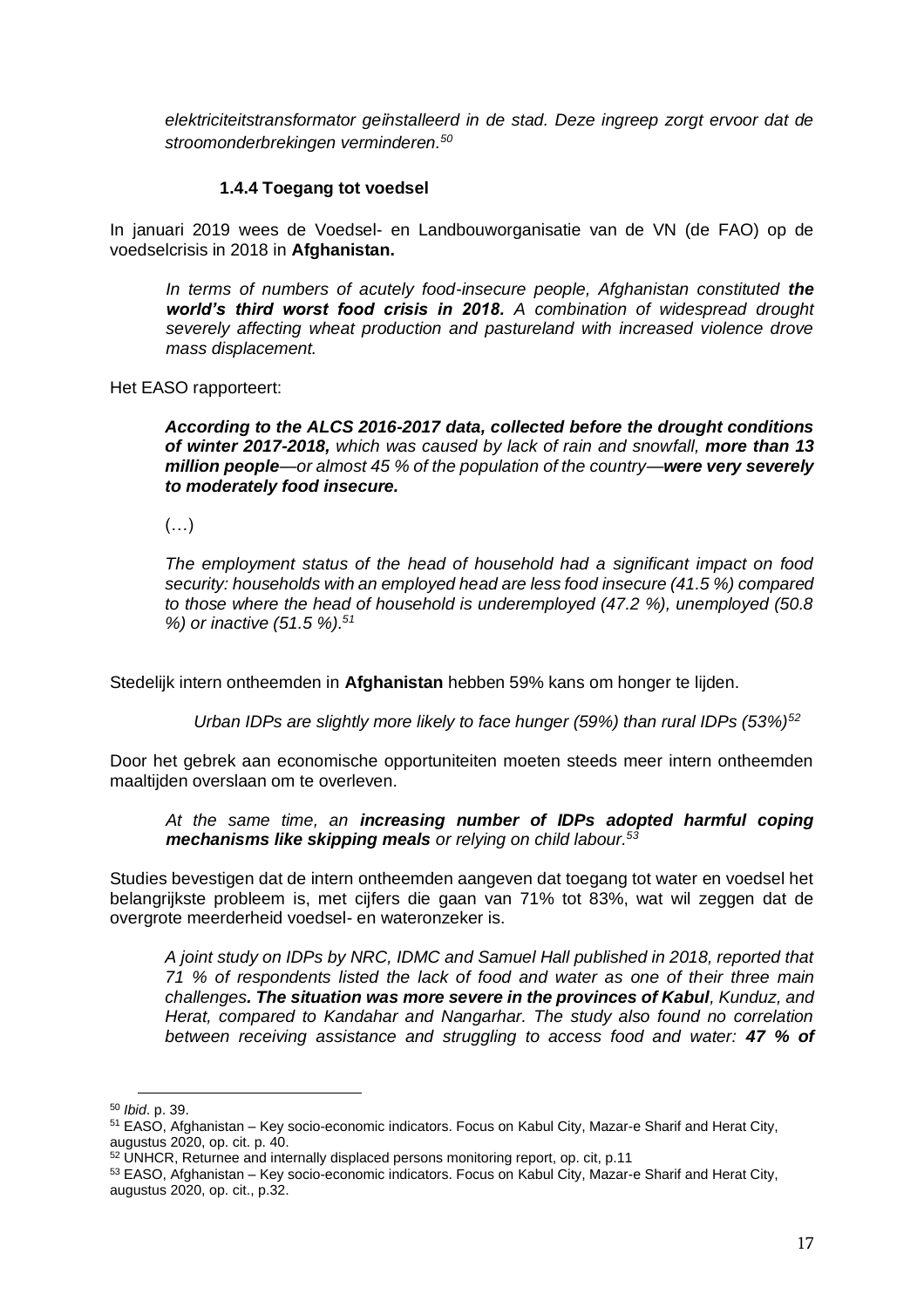*elektriciteitstransformator geïnstalleerd in de stad. Deze ingreep zorgt ervoor dat de stroomonderbrekingen verminderen.*[50]

### 1.4.4 Toegang tot voedsel

In januari 2019 wees de Voedsel- en Landbouworganisatie van de VN (de FAO) op de voedselcrisis in 2018 in **Afghanistan.**

> *In terms of numbers of acutely food-insecure people, Afghanistan constituted **the world's third worst food crisis in 2018.** A combination of widespread drought severely affecting wheat production and pastureland with increased violence drove mass displacement.*

Het EASO rapporteert:

> ***According to the ALCS 2016-2017 data, collected before the drought conditions of winter 2017-2018,** which was caused by lack of rain and snowfall, **more than 13 million people**—or almost 45 % of the population of the country—**were very severely to moderately food insecure.***
>
> (…)
>
> *The employment status of the head of household had a significant impact on food security: households with an employed head are less food insecure (41.5 %) compared to those where the head of household is underemployed (47.2 %), unemployed (50.8 %) or inactive (51.5 %).*[51]

Stedelijk intern ontheemden in **Afghanistan** hebben 59% kans om honger te lijden.

> *Urban IDPs are slightly more likely to face hunger (59%) than rural IDPs (53%)*[52]

Door het gebrek aan economische opportuniteiten moeten steeds meer intern ontheemden maaltijden overslaan om te overleven.

> *At the same time, an **increasing number of IDPs adopted harmful coping mechanisms like skipping meals** or relying on child labour.*[53]

Studies bevestigen dat de intern ontheemden aangeven dat toegang tot water en voedsel het belangrijkste probleem is, met cijfers die gaan van 71% tot 83%, wat wil zeggen dat de overgrote meerderheid voedsel- en wateronzeker is.

> *A joint study on IDPs by NRC, IDMC and Samuel Hall published in 2018, reported that 71 % of respondents listed the lack of food and water as one of their three main challenges**. The situation was more severe in the provinces of Kabul**, Kunduz, and Herat, compared to Kandahar and Nangarhar. The study also found no correlation between receiving assistance and struggling to access food and water: **47 % of***

---

[50] *Ibid*. p. 39.

[51] EASO, Afghanistan – Key socio-economic indicators. Focus on Kabul City, Mazar-e Sharif and Herat City, augustus 2020, op. cit. p. 40.

[52] UNHCR, Returnee and internally displaced persons monitoring report, op. cit, p.11

[53] EASO, Afghanistan – Key socio-economic indicators. Focus on Kabul City, Mazar-e Sharif and Herat City, augustus 2020, op. cit., p.32.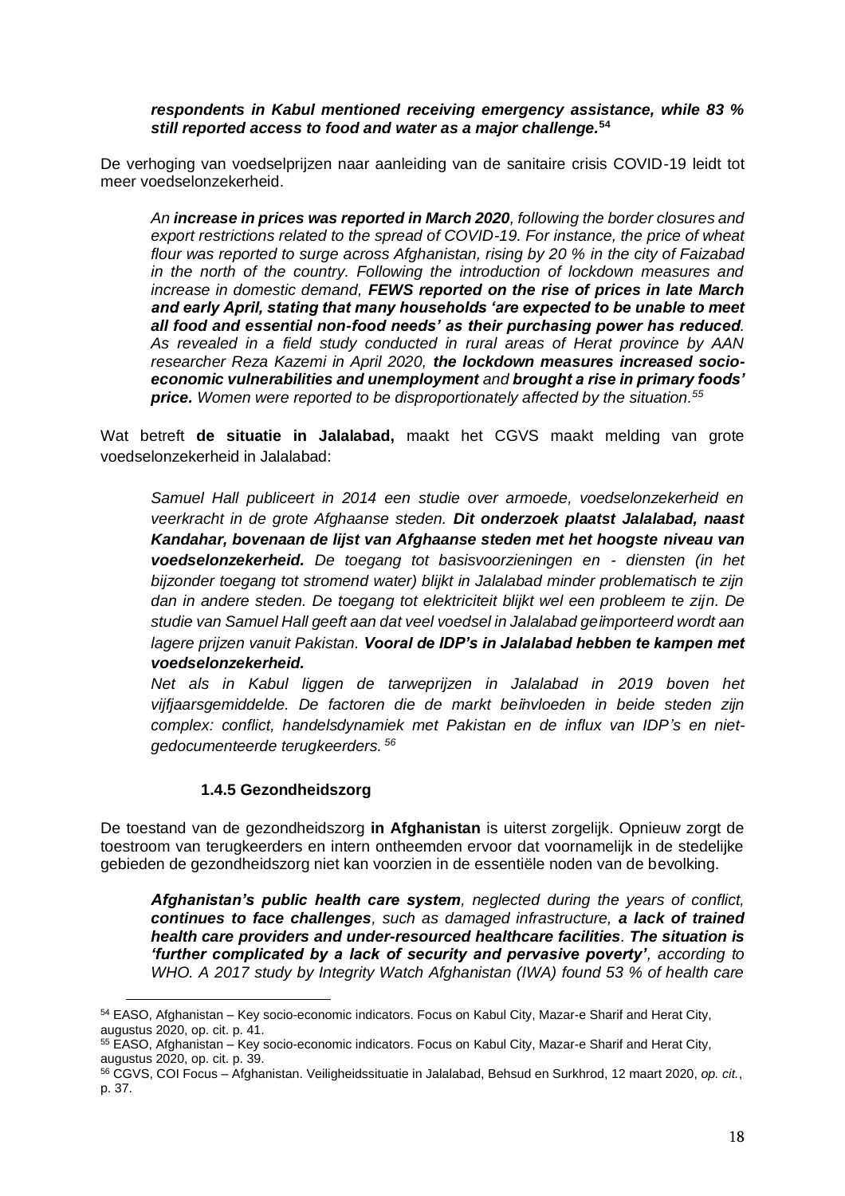> ***respondents in Kabul mentioned receiving emergency assistance, while 83 % still reported access to food and water as a major challenge.***[54]

De verhoging van voedselprijzen naar aanleiding van de sanitaire crisis COVID-19 leidt tot meer voedselonzekerheid.

> *An **increase in prices was reported in March 2020**, following the border closures and export restrictions related to the spread of COVID-19. For instance, the price of wheat flour was reported to surge across Afghanistan, rising by 20 % in the city of Faizabad in the north of the country. Following the introduction of lockdown measures and increase in domestic demand, **FEWS reported on the rise of prices in late March and early April, stating that many households 'are expected to be unable to meet all food and essential non-food needs' as their purchasing power has reduced**. As revealed in a field study conducted in rural areas of Herat province by AAN researcher Reza Kazemi in April 2020, **the lockdown measures increased socio-economic vulnerabilities and unemployment** and **brought a rise in primary foods' price.** Women were reported to be disproportionately affected by the situation.*[55]

Wat betreft **de situatie in Jalalabad,** maakt het CGVS maakt melding van grote voedselonzekerheid in Jalalabad:

> *Samuel Hall publiceert in 2014 een studie over armoede, voedselonzekerheid en veerkracht in de grote Afghaanse steden. **Dit onderzoek plaatst Jalalabad, naast Kandahar, bovenaan de lijst van Afghaanse steden met het hoogste niveau van voedselonzekerheid.** De toegang tot basisvoorzieningen en - diensten (in het bijzonder toegang tot stromend water) blijkt in Jalalabad minder problematisch te zijn dan in andere steden. De toegang tot elektriciteit blijkt wel een probleem te zijn. De studie van Samuel Hall geeft aan dat veel voedsel in Jalalabad geïmporteerd wordt aan lagere prijzen vanuit Pakistan. **Vooral de IDP's in Jalalabad hebben te kampen met voedselonzekerheid.***
>
> *Net als in Kabul liggen de tarweprijzen in Jalalabad in 2019 boven het vijfjaarsgemiddelde. De factoren die de markt beïnvloeden in beide steden zijn complex: conflict, handelsdynamiek met Pakistan en de influx van IDP's en niet-gedocumenteerde terugkeerders.*[56]

### 1.4.5 Gezondheidszorg

De toestand van de gezondheidszorg **in Afghanistan** is uiterst zorgelijk. Opnieuw zorgt de toestroom van terugkeerders en intern ontheemden ervoor dat voornamelijk in de stedelijke gebieden de gezondheidszorg niet kan voorzien in de essentiële noden van de bevolking.

> ***Afghanistan's public health care system**, neglected during the years of conflict, **continues to face challenges**, such as damaged infrastructure, **a lack of trained health care providers and under-resourced healthcare facilities**. **The situation is 'further complicated by a lack of security and pervasive poverty'**, according to WHO. A 2017 study by Integrity Watch Afghanistan (IWA) found 53 % of health care*

---

[54] EASO, Afghanistan – Key socio-economic indicators. Focus on Kabul City, Mazar-e Sharif and Herat City, augustus 2020, op. cit. p. 41.

[55] EASO, Afghanistan – Key socio-economic indicators. Focus on Kabul City, Mazar-e Sharif and Herat City, augustus 2020, op. cit. p. 39.

[56] CGVS, COI Focus – Afghanistan. Veiligheidssituatie in Jalalabad, Behsud en Surkhrod, 12 maart 2020, *op. cit.*, p. 37.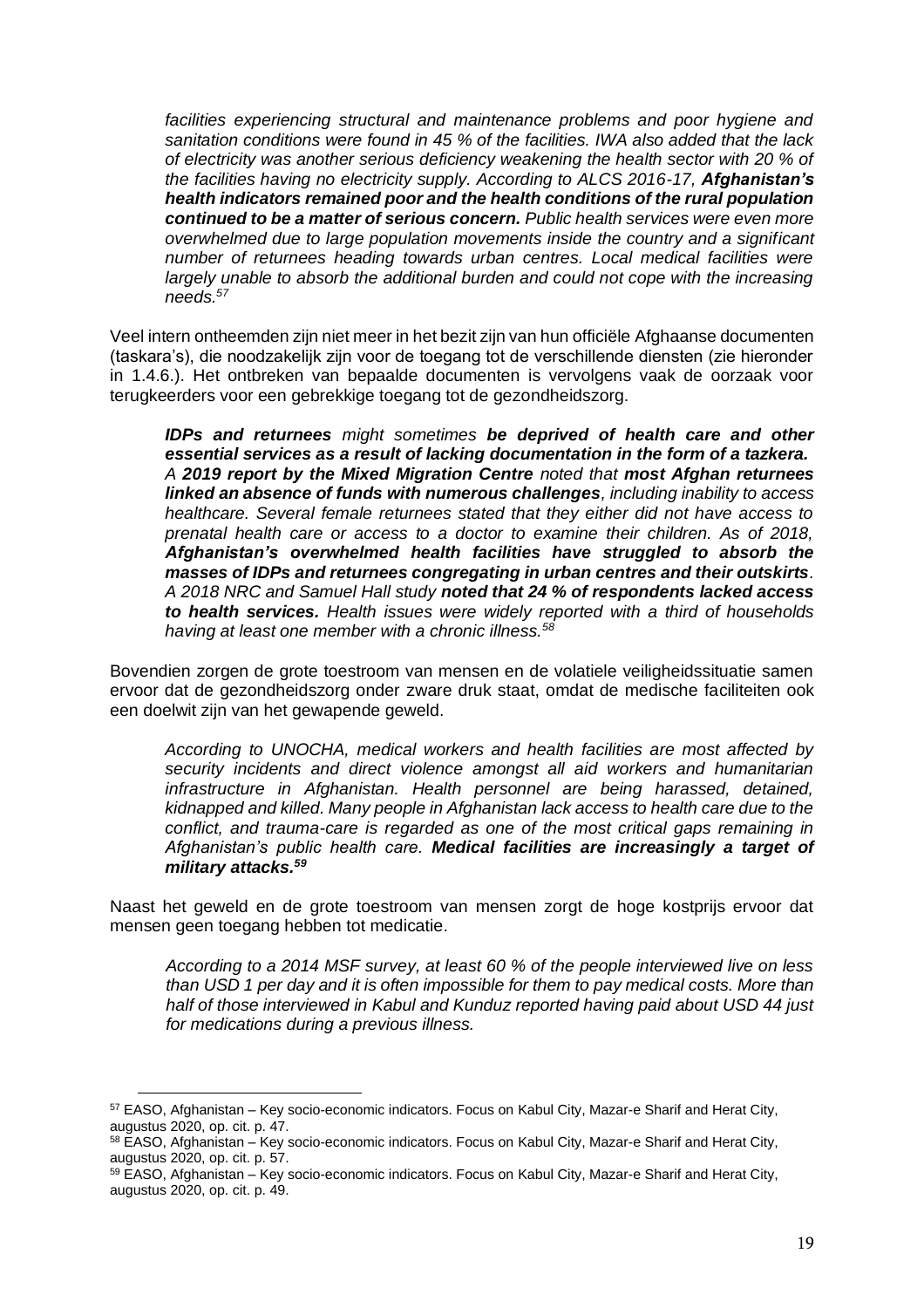> *facilities experiencing structural and maintenance problems and poor hygiene and sanitation conditions were found in 45 % of the facilities. IWA also added that the lack of electricity was another serious deficiency weakening the health sector with 20 % of the facilities having no electricity supply. According to ALCS 2016-17, **Afghanistan's health indicators remained poor and the health conditions of the rural population continued to be a matter of serious concern.** Public health services were even more overwhelmed due to large population movements inside the country and a significant number of returnees heading towards urban centres. Local medical facilities were largely unable to absorb the additional burden and could not cope with the increasing needs.*[57]

Veel intern ontheemden zijn niet meer in het bezit zijn van hun officiële Afghaanse documenten (taskara's), die noodzakelijk zijn voor de toegang tot de verschillende diensten (zie hieronder in 1.4.6.). Het ontbreken van bepaalde documenten is vervolgens vaak de oorzaak voor terugkeerders voor een gebrekkige toegang tot de gezondheidszorg.

> ***IDPs and returnees** might sometimes **be deprived of health care and other essential services as a result of lacking documentation in the form of a tazkera.** A **2019 report by the Mixed Migration Centre** noted that **most Afghan returnees linked an absence of funds with numerous challenges**, including inability to access healthcare. Several female returnees stated that they either did not have access to prenatal health care or access to a doctor to examine their children. As of 2018, **Afghanistan's overwhelmed health facilities have struggled to absorb the masses of IDPs and returnees congregating in urban centres and their outskirts**. A 2018 NRC and Samuel Hall study **noted that 24 % of respondents lacked access to health services.** Health issues were widely reported with a third of households having at least one member with a chronic illness.*[58]

Bovendien zorgen de grote toestroom van mensen en de volatiele veiligheidssituatie samen ervoor dat de gezondheidszorg onder zware druk staat, omdat de medische faciliteiten ook een doelwit zijn van het gewapende geweld.

> *According to UNOCHA, medical workers and health facilities are most affected by security incidents and direct violence amongst all aid workers and humanitarian infrastructure in Afghanistan. Health personnel are being harassed, detained, kidnapped and killed. Many people in Afghanistan lack access to health care due to the conflict, and trauma-care is regarded as one of the most critical gaps remaining in Afghanistan's public health care. **Medical facilities are increasingly a target of military attacks.***[59]

Naast het geweld en de grote toestroom van mensen zorgt de hoge kostprijs ervoor dat mensen geen toegang hebben tot medicatie.

> *According to a 2014 MSF survey, at least 60 % of the people interviewed live on less than USD 1 per day and it is often impossible for them to pay medical costs. More than half of those interviewed in Kabul and Kunduz reported having paid about USD 44 just for medications during a previous illness.*

---

[57] EASO, Afghanistan – Key socio-economic indicators. Focus on Kabul City, Mazar-e Sharif and Herat City, augustus 2020, op. cit. p. 47.

[58] EASO, Afghanistan – Key socio-economic indicators. Focus on Kabul City, Mazar-e Sharif and Herat City, augustus 2020, op. cit. p. 57.

[59] EASO, Afghanistan – Key socio-economic indicators. Focus on Kabul City, Mazar-e Sharif and Herat City, augustus 2020, op. cit. p. 49.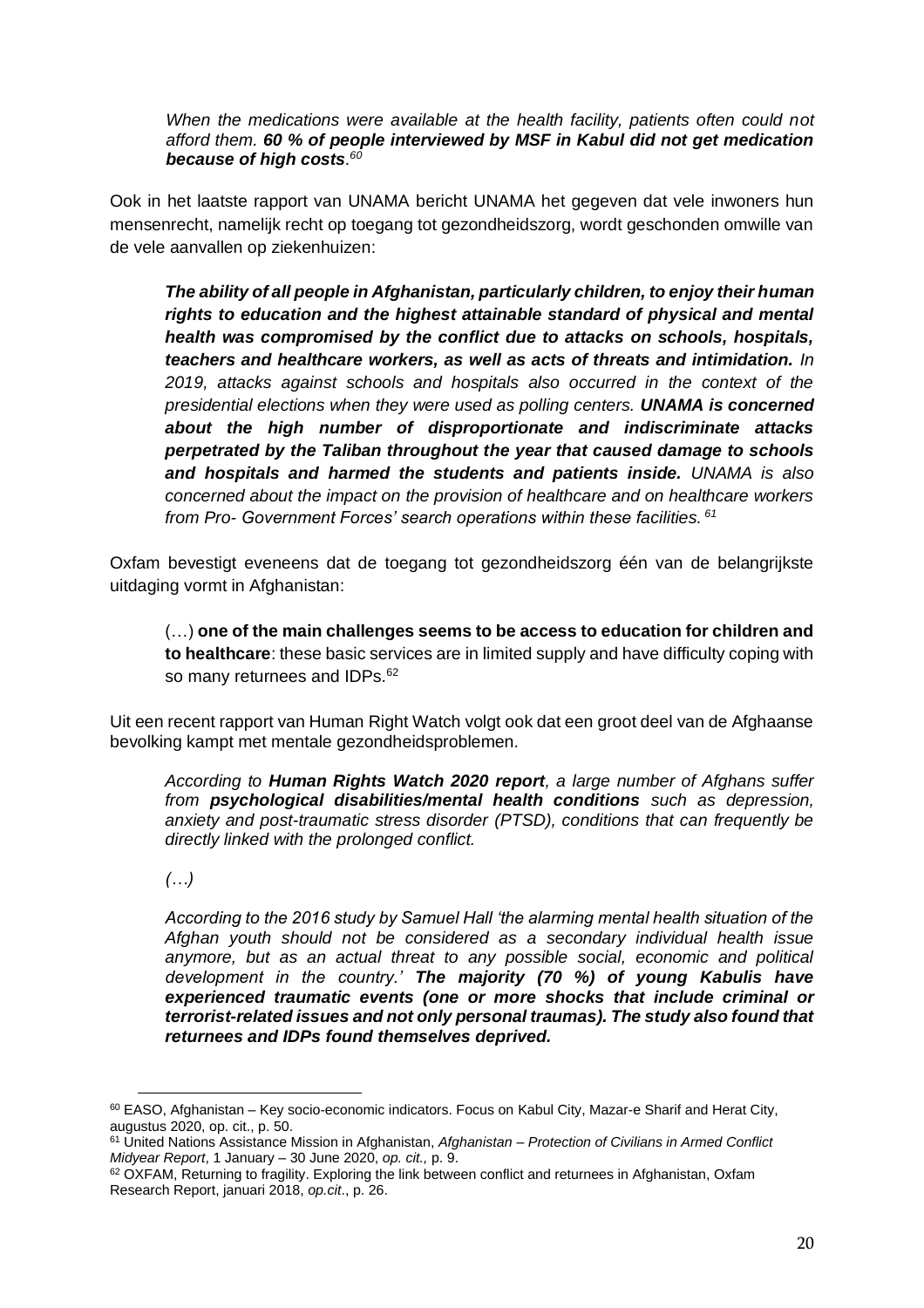> *When the medications were available at the health facility, patients often could not afford them.* ***60 % of people interviewed by MSF in Kabul did not get medication because of high costs****.*[60]

Ook in het laatste rapport van UNAMA bericht UNAMA het gegeven dat vele inwoners hun mensenrecht, namelijk recht op toegang tot gezondheidszorg, wordt geschonden omwille van de vele aanvallen op ziekenhuizen:

> ***The ability of all people in Afghanistan, particularly children, to enjoy their human rights to education and the highest attainable standard of physical and mental health was compromised by the conflict due to attacks on schools, hospitals, teachers and healthcare workers, as well as acts of threats and intimidation.*** *In 2019, attacks against schools and hospitals also occurred in the context of the presidential elections when they were used as polling centers.* ***UNAMA is concerned about the high number of disproportionate and indiscriminate attacks perpetrated by the Taliban throughout the year that caused damage to schools and hospitals and harmed the students and patients inside.*** *UNAMA is also concerned about the impact on the provision of healthcare and on healthcare workers from Pro- Government Forces' search operations within these facilities.*[61]

Oxfam bevestigt eveneens dat de toegang tot gezondheidszorg één van de belangrijkste uitdaging vormt in Afghanistan:

> (…) **one of the main challenges seems to be access to education for children and to healthcare**: these basic services are in limited supply and have difficulty coping with so many returnees and IDPs.[62]

Uit een recent rapport van Human Right Watch volgt ook dat een groot deel van de Afghaanse bevolking kampt met mentale gezondheidsproblemen.

> *According to* ***Human Rights Watch 2020 report****, a large number of Afghans suffer from* ***psychological disabilities/mental health conditions*** *such as depression, anxiety and post-traumatic stress disorder (PTSD), conditions that can frequently be directly linked with the prolonged conflict.*
>
> *(…)*
>
> *According to the 2016 study by Samuel Hall 'the alarming mental health situation of the Afghan youth should not be considered as a secondary individual health issue anymore, but as an actual threat to any possible social, economic and political development in the country.'* ***The majority (70 %) of young Kabulis have experienced traumatic events (one or more shocks that include criminal or terrorist-related issues and not only personal traumas). The study also found that returnees and IDPs found themselves deprived.***

---

[60] EASO, Afghanistan – Key socio-economic indicators. Focus on Kabul City, Mazar-e Sharif and Herat City, augustus 2020, op. cit., p. 50.

[61] United Nations Assistance Mission in Afghanistan, *Afghanistan – Protection of Civilians in Armed Conflict Midyear Report*, 1 January – 30 June 2020, *op. cit.,* p. 9.

[62] OXFAM, Returning to fragility. Exploring the link between conflict and returnees in Afghanistan, Oxfam Research Report, januari 2018, *op.cit*., p. 26.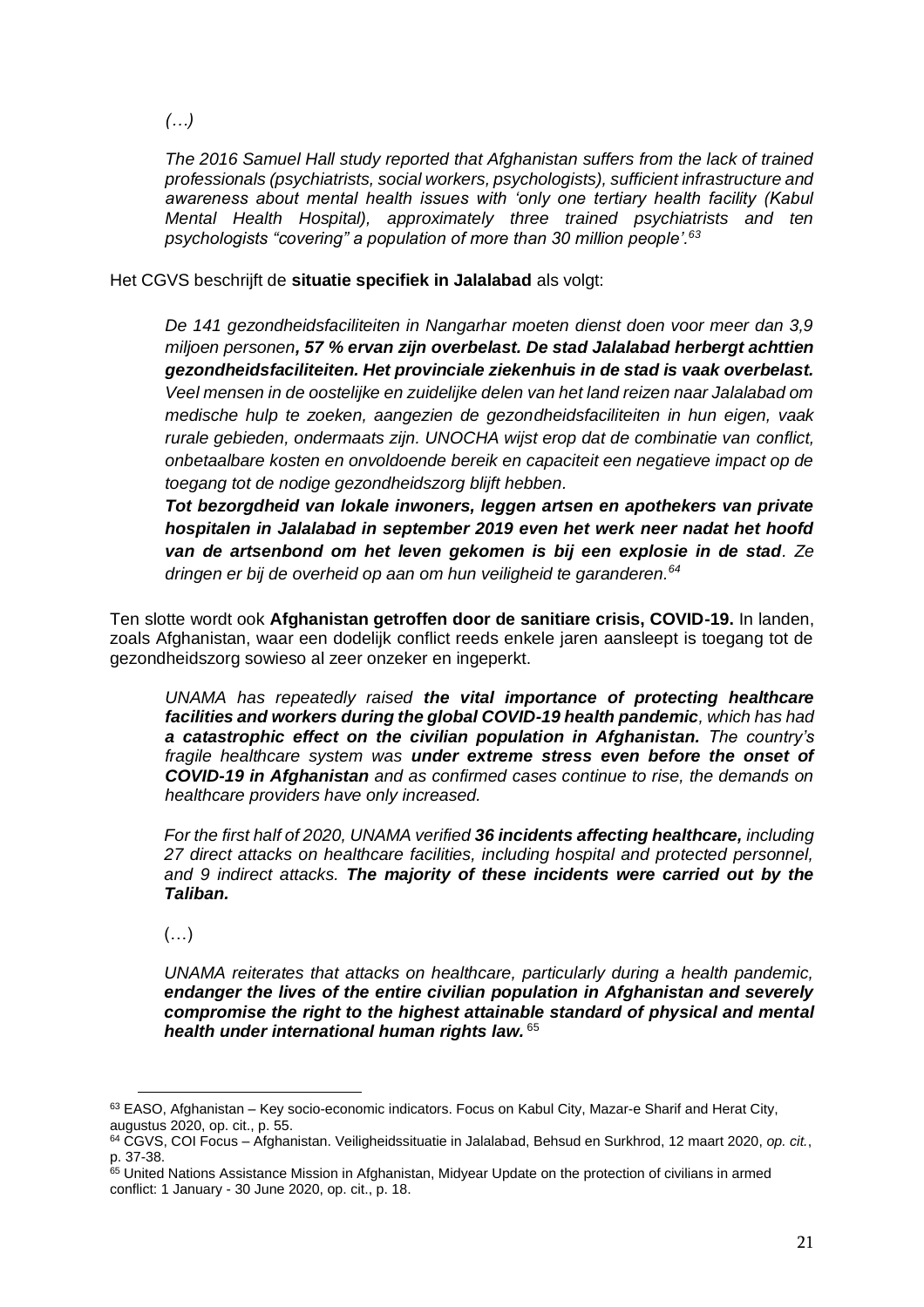*(…)*

> *The 2016 Samuel Hall study reported that Afghanistan suffers from the lack of trained professionals (psychiatrists, social workers, psychologists), sufficient infrastructure and awareness about mental health issues with 'only one tertiary health facility (Kabul Mental Health Hospital), approximately three trained psychiatrists and ten psychologists "covering" a population of more than 30 million people'.*[63]

Het CGVS beschrijft de **situatie specifiek in Jalalabad** als volgt:

> *De 141 gezondheidsfaciliteiten in Nangarhar moeten dienst doen voor meer dan 3,9 miljoen personen****, 57 % ervan zijn overbelast. De stad Jalalabad herbergt achttien gezondheidsfaciliteiten. Het provinciale ziekenhuis in de stad is vaak overbelast.*** *Veel mensen in de oostelijke en zuidelijke delen van het land reizen naar Jalalabad om medische hulp te zoeken, aangezien de gezondheidsfaciliteiten in hun eigen, vaak rurale gebieden, ondermaats zijn. UNOCHA wijst erop dat de combinatie van conflict, onbetaalbare kosten en onvoldoende bereik en capaciteit een negatieve impact op de toegang tot de nodige gezondheidszorg blijft hebben.*
> ***Tot bezorgdheid van lokale inwoners, leggen artsen en apothekers van private hospitalen in Jalalabad in september 2019 even het werk neer nadat het hoofd van de artsenbond om het leven gekomen is bij een explosie in de stad****. Ze dringen er bij de overheid op aan om hun veiligheid te garanderen.*[64]

Ten slotte wordt ook **Afghanistan getroffen door de sanitiare crisis, COVID-19.** In landen, zoals Afghanistan, waar een dodelijk conflict reeds enkele jaren aansleept is toegang tot de gezondheidszorg sowieso al zeer onzeker en ingeperkt.

> *UNAMA has repeatedly raised* ***the vital importance of protecting healthcare facilities and workers during the global COVID-19 health pandemic****, which has had* ***a catastrophic effect on the civilian population in Afghanistan.*** *The country's fragile healthcare system was* ***under extreme stress even before the onset of COVID-19 in Afghanistan*** *and as confirmed cases continue to rise, the demands on healthcare providers have only increased.*
>
> *For the first half of 2020, UNAMA verified* ***36 incidents affecting healthcare,*** *including 27 direct attacks on healthcare facilities, including hospital and protected personnel, and 9 indirect attacks.* ***The majority of these incidents were carried out by the Taliban.***
>
> (…)
>
> *UNAMA reiterates that attacks on healthcare, particularly during a health pandemic,* ***endanger the lives of the entire civilian population in Afghanistan and severely compromise the right to the highest attainable standard of physical and mental health under international human rights law.*** [65]

---

[63] EASO, Afghanistan – Key socio-economic indicators. Focus on Kabul City, Mazar-e Sharif and Herat City, augustus 2020, op. cit., p. 55.

[64] CGVS, COI Focus – Afghanistan. Veiligheidssituatie in Jalalabad, Behsud en Surkhrod, 12 maart 2020, *op. cit.*, p. 37-38.

[65] United Nations Assistance Mission in Afghanistan, Midyear Update on the protection of civilians in armed conflict: 1 January - 30 June 2020, op. cit., p. 18.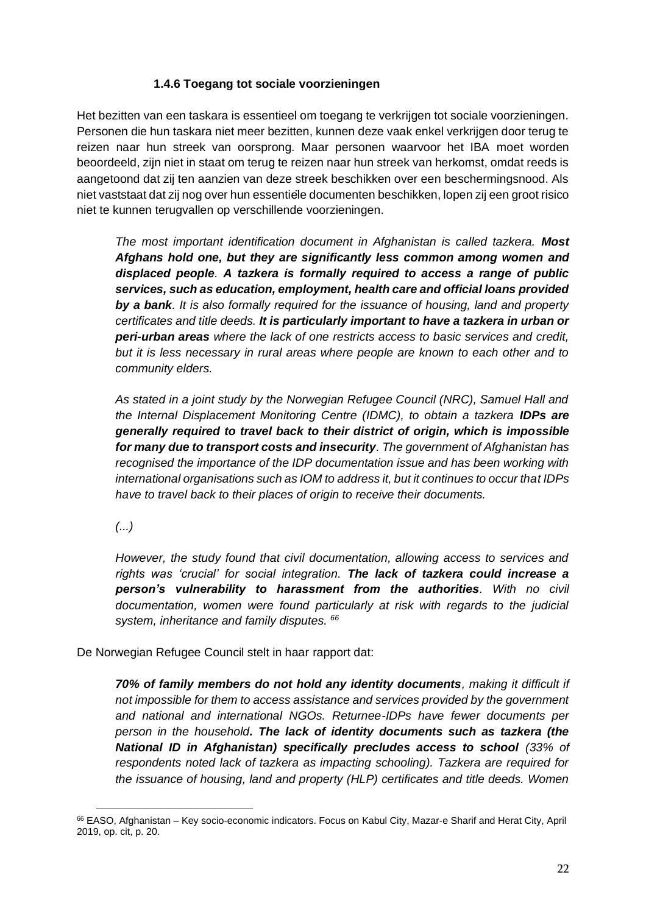#### 1.4.6 Toegang tot sociale voorzieningen

Het bezitten van een taskara is essentieel om toegang te verkrijgen tot sociale voorzieningen. Personen die hun taskara niet meer bezitten, kunnen deze vaak enkel verkrijgen door terug te reizen naar hun streek van oorsprong. Maar personen waarvoor het IBA moet worden beoordeeld, zijn niet in staat om terug te reizen naar hun streek van herkomst, omdat reeds is aangetoond dat zij ten aanzien van deze streek beschikken over een beschermingsnood. Als niet vaststaat dat zij nog over hun essentiële documenten beschikken, lopen zij een groot risico niet te kunnen terugvallen op verschillende voorzieningen.

> *The most important identification document in Afghanistan is called tazkera.* ***Most Afghans hold one, but they are significantly less common among women and displaced people****.* ***A tazkera is formally required to access a range of public services, such as education, employment, health care and official loans provided by a bank****. It is also formally required for the issuance of housing, land and property certificates and title deeds.* ***It is particularly important to have a tazkera in urban or peri-urban areas*** *where the lack of one restricts access to basic services and credit, but it is less necessary in rural areas where people are known to each other and to community elders.*
>
> *As stated in a joint study by the Norwegian Refugee Council (NRC), Samuel Hall and the Internal Displacement Monitoring Centre (IDMC), to obtain a tazkera* ***IDPs are generally required to travel back to their district of origin, which is impossible for many due to transport costs and insecurity****. The government of Afghanistan has recognised the importance of the IDP documentation issue and has been working with international organisations such as IOM to address it, but it continues to occur that IDPs have to travel back to their places of origin to receive their documents.*
>
> *(...)*
>
> *However, the study found that civil documentation, allowing access to services and rights was 'crucial' for social integration.* ***The lack of tazkera could increase a person's vulnerability to harassment from the authorities****. With no civil documentation, women were found particularly at risk with regards to the judicial system, inheritance and family disputes.* [66]

De Norwegian Refugee Council stelt in haar rapport dat:

> ***70% of family members do not hold any identity documents****, making it difficult if not impossible for them to access assistance and services provided by the government and national and international NGOs. Returnee-IDPs have fewer documents per person in the household****. The lack of identity documents such as tazkera (the National ID in Afghanistan) specifically precludes access to school*** *(33% of respondents noted lack of tazkera as impacting schooling). Tazkera are required for the issuance of housing, land and property (HLP) certificates and title deeds. Women*

[66] EASO, Afghanistan – Key socio-economic indicators. Focus on Kabul City, Mazar-e Sharif and Herat City, April 2019, op. cit, p. 20.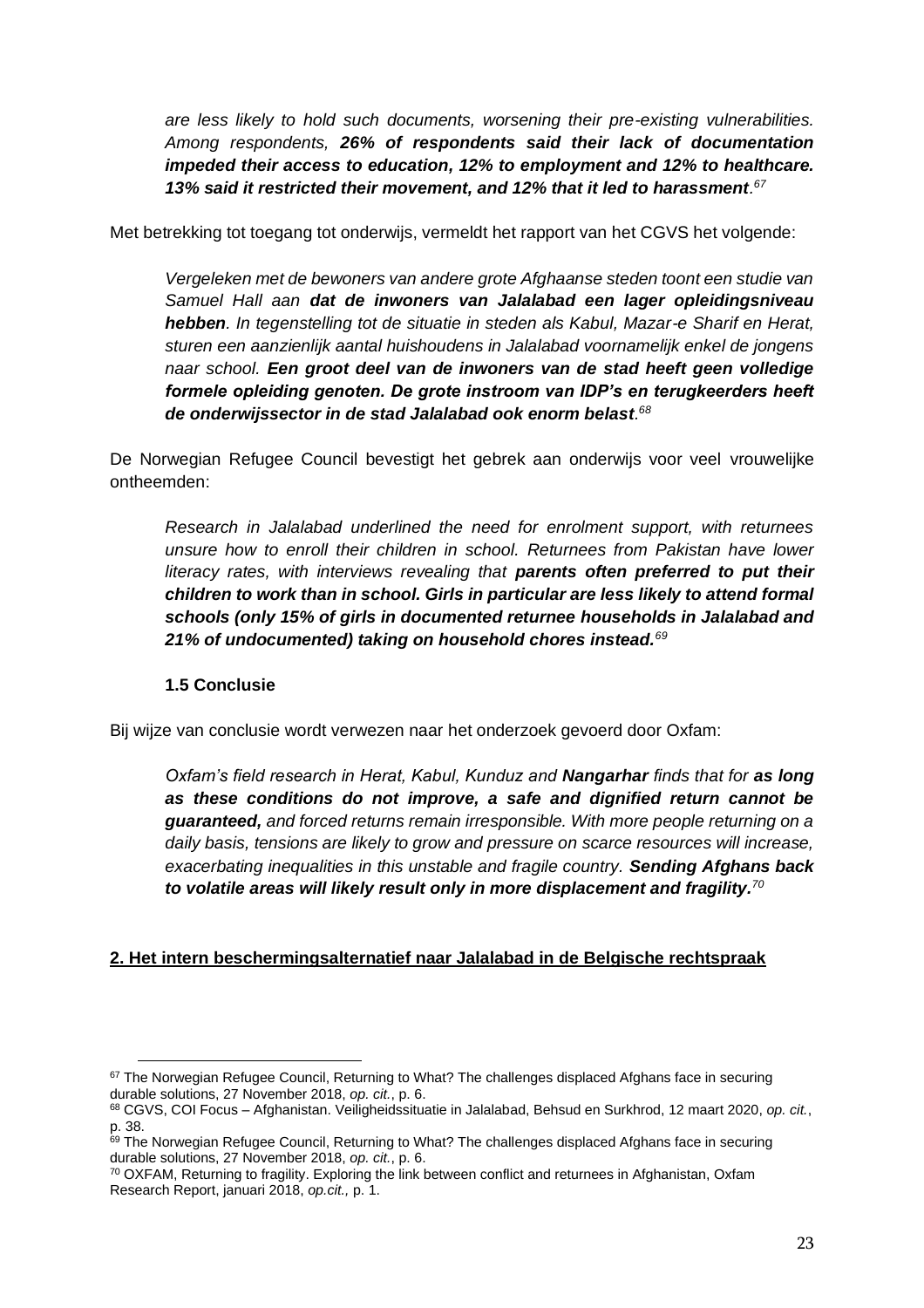> *are less likely to hold such documents, worsening their pre-existing vulnerabilities. Among respondents,* ***26% of respondents said their lack of documentation impeded their access to education, 12% to employment and 12% to healthcare. 13% said it restricted their movement, and 12% that it led to harassment****.*[67]

Met betrekking tot toegang tot onderwijs, vermeldt het rapport van het CGVS het volgende:

> *Vergeleken met de bewoners van andere grote Afghaanse steden toont een studie van Samuel Hall aan* ***dat de inwoners van Jalalabad een lager opleidingsniveau hebben****. In tegenstelling tot de situatie in steden als Kabul, Mazar-e Sharif en Herat, sturen een aanzienlijk aantal huishoudens in Jalalabad voornamelijk enkel de jongens naar school.* ***Een groot deel van de inwoners van de stad heeft geen volledige formele opleiding genoten. De grote instroom van IDP's en terugkeerders heeft de onderwijssector in de stad Jalalabad ook enorm belast****.*[68]

De Norwegian Refugee Council bevestigt het gebrek aan onderwijs voor veel vrouwelijke ontheemden:

> *Research in Jalalabad underlined the need for enrolment support, with returnees unsure how to enroll their children in school. Returnees from Pakistan have lower literacy rates, with interviews revealing that* ***parents often preferred to put their children to work than in school. Girls in particular are less likely to attend formal schools (only 15% of girls in documented returnee households in Jalalabad and 21% of undocumented) taking on household chores instead.***[69]

### 1.5 Conclusie

Bij wijze van conclusie wordt verwezen naar het onderzoek gevoerd door Oxfam:

> *Oxfam's field research in Herat, Kabul, Kunduz and* ***Nangarhar*** *finds that for* ***as long as these conditions do not improve, a safe and dignified return cannot be guaranteed,*** *and forced returns remain irresponsible. With more people returning on a daily basis, tensions are likely to grow and pressure on scarce resources will increase, exacerbating inequalities in this unstable and fragile country.* ***Sending Afghans back to volatile areas will likely result only in more displacement and fragility.***[70]

## 2. Het intern beschermingsalternatief naar Jalalabad in de Belgische rechtspraak

---

[67] The Norwegian Refugee Council, Returning to What? The challenges displaced Afghans face in securing durable solutions, 27 November 2018, *op. cit.*, p. 6.

[68] CGVS, COI Focus – Afghanistan. Veiligheidssituatie in Jalalabad, Behsud en Surkhrod, 12 maart 2020, *op. cit.*, p. 38.

[69] The Norwegian Refugee Council, Returning to What? The challenges displaced Afghans face in securing durable solutions, 27 November 2018, *op. cit.*, p. 6.

[70] OXFAM, Returning to fragility. Exploring the link between conflict and returnees in Afghanistan, Oxfam Research Report, januari 2018, *op.cit.,* p. 1.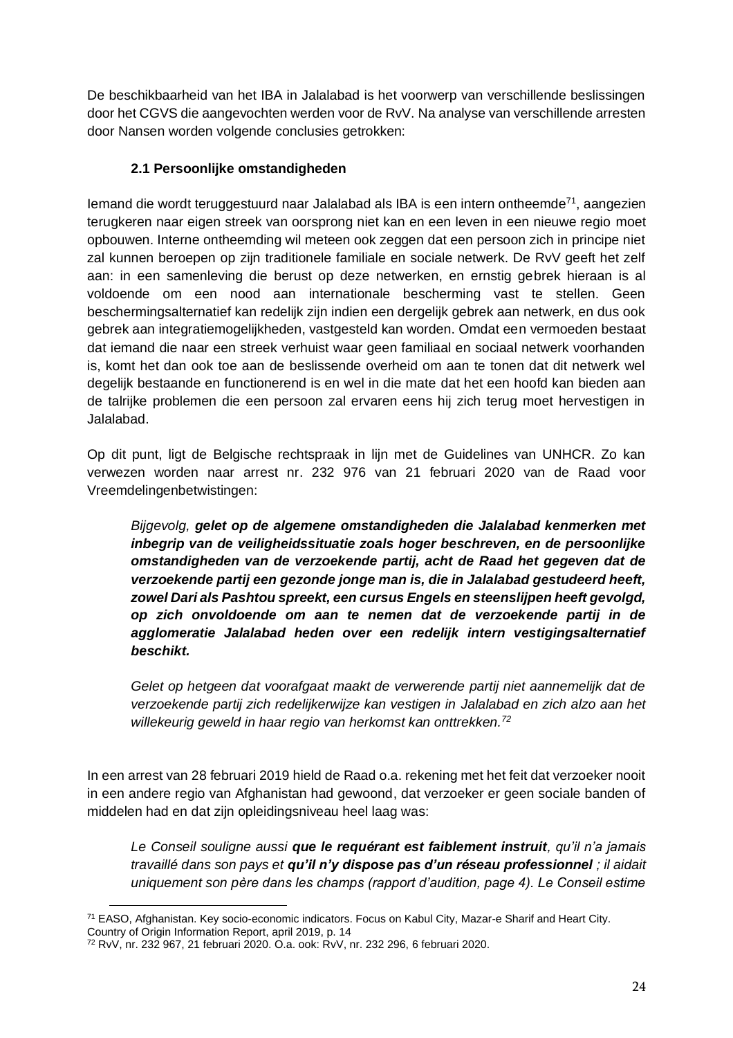De beschikbaarheid van het IBA in Jalalabad is het voorwerp van verschillende beslissingen door het CGVS die aangevochten werden voor de RvV. Na analyse van verschillende arresten door Nansen worden volgende conclusies getrokken:

### 2.1 Persoonlijke omstandigheden

Iemand die wordt teruggestuurd naar Jalalabad als IBA is een intern ontheemde[71], aangezien terugkeren naar eigen streek van oorsprong niet kan en een leven in een nieuwe regio moet opbouwen. Interne ontheemding wil meteen ook zeggen dat een persoon zich in principe niet zal kunnen beroepen op zijn traditionele familiale en sociale netwerk. De RvV geeft het zelf aan: in een samenleving die berust op deze netwerken, en ernstig gebrek hieraan is al voldoende om een nood aan internationale bescherming vast te stellen. Geen beschermingsalternatief kan redelijk zijn indien een dergelijk gebrek aan netwerk, en dus ook gebrek aan integratiemogelijkheden, vastgesteld kan worden. Omdat een vermoeden bestaat dat iemand die naar een streek verhuist waar geen familiaal en sociaal netwerk voorhanden is, komt het dan ook toe aan de beslissende overheid om aan te tonen dat dit netwerk wel degelijk bestaande en functionerend is en wel in die mate dat het een hoofd kan bieden aan de talrijke problemen die een persoon zal ervaren eens hij zich terug moet hervestigen in Jalalabad.

Op dit punt, ligt de Belgische rechtspraak in lijn met de Guidelines van UNHCR. Zo kan verwezen worden naar arrest nr. 232 976 van 21 februari 2020 van de Raad voor Vreemdelingenbetwistingen:

> *Bijgevolg, **gelet op de algemene omstandigheden die Jalalabad kenmerken met inbegrip van de veiligheidssituatie zoals hoger beschreven, en de persoonlijke omstandigheden van de verzoekende partij, acht de Raad het gegeven dat de verzoekende partij een gezonde jonge man is, die in Jalalabad gestudeerd heeft, zowel Dari als Pashtou spreekt, een cursus Engels en steenslijpen heeft gevolgd, op zich onvoldoende om aan te nemen dat de verzoekende partij in de agglomeratie Jalalabad heden over een redelijk intern vestigingsalternatief beschikt.***
>
> *Gelet op hetgeen dat voorafgaat maakt de verwerende partij niet aannemelijk dat de verzoekende partij zich redelijkerwijze kan vestigen in Jalalabad en zich alzo aan het willekeurig geweld in haar regio van herkomst kan onttrekken.[72]*

In een arrest van 28 februari 2019 hield de Raad o.a. rekening met het feit dat verzoeker nooit in een andere regio van Afghanistan had gewoond, dat verzoeker er geen sociale banden of middelen had en dat zijn opleidingsniveau heel laag was:

> *Le Conseil souligne aussi **que le requérant est faiblement instruit**, qu'il n'a jamais travaillé dans son pays et **qu'il n'y dispose pas d'un réseau professionnel** ; il aidait uniquement son père dans les champs (rapport d'audition, page 4). Le Conseil estime*

---

[71] EASO, Afghanistan. Key socio-economic indicators. Focus on Kabul City, Mazar-e Sharif and Heart City. Country of Origin Information Report, april 2019, p. 14

[72] RvV, nr. 232 967, 21 februari 2020. O.a. ook: RvV, nr. 232 296, 6 februari 2020.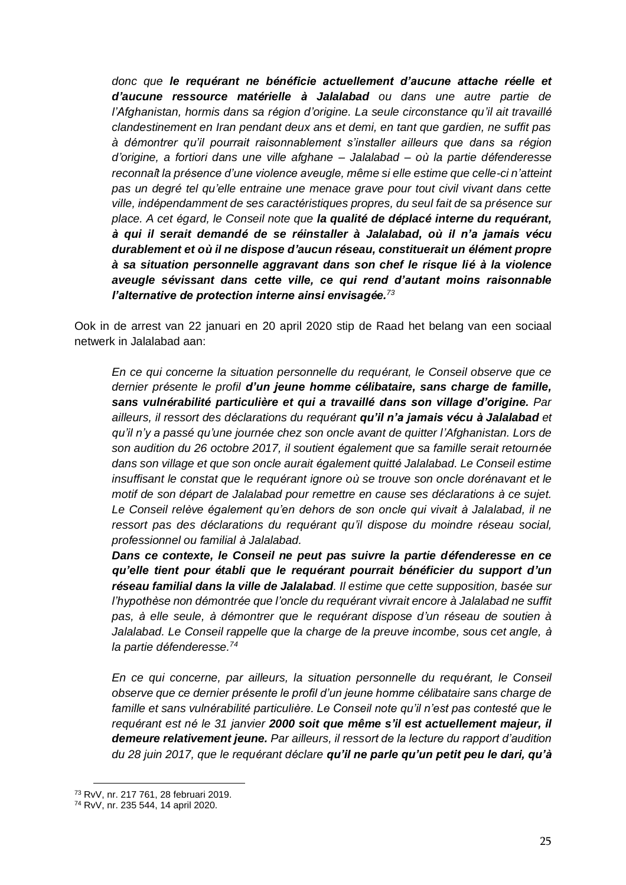> *donc que **le requérant ne bénéficie actuellement d'aucune attache réelle et d'aucune ressource matérielle à Jalalabad** ou dans une autre partie de l'Afghanistan, hormis dans sa région d'origine. La seule circonstance qu'il ait travaillé clandestinement en Iran pendant deux ans et demi, en tant que gardien, ne suffit pas à démontrer qu'il pourrait raisonnablement s'installer ailleurs que dans sa région d'origine, a fortiori dans une ville afghane – Jalalabad – où la partie défenderesse reconnaît la présence d'une violence aveugle, même si elle estime que celle-ci n'atteint pas un degré tel qu'elle entraine une menace grave pour tout civil vivant dans cette ville, indépendamment de ses caractéristiques propres, du seul fait de sa présence sur place. A cet égard, le Conseil note que **la qualité de déplacé interne du requérant, à qui il serait demandé de se réinstaller à Jalalabad, où il n'a jamais vécu durablement et où il ne dispose d'aucun réseau, constituerait un élément propre à sa situation personnelle aggravant dans son chef le risque lié à la violence aveugle sévissant dans cette ville, ce qui rend d'autant moins raisonnable l'alternative de protection interne ainsi envisagée.**[73]*

Ook in de arrest van 22 januari en 20 april 2020 stip de Raad het belang van een sociaal netwerk in Jalalabad aan:

> *En ce qui concerne la situation personnelle du requérant, le Conseil observe que ce dernier présente le profil **d'un jeune homme célibataire, sans charge de famille, sans vulnérabilité particulière et qui a travaillé dans son village d'origine.** Par ailleurs, il ressort des déclarations du requérant **qu'il n'a jamais vécu à Jalalabad** et qu'il n'y a passé qu'une journée chez son oncle avant de quitter l'Afghanistan. Lors de son audition du 26 octobre 2017, il soutient également que sa famille serait retournée dans son village et que son oncle aurait également quitté Jalalabad. Le Conseil estime insuffisant le constat que le requérant ignore où se trouve son oncle dorénavant et le motif de son départ de Jalalabad pour remettre en cause ses déclarations à ce sujet. Le Conseil relève également qu'en dehors de son oncle qui vivait à Jalalabad, il ne ressort pas des déclarations du requérant qu'il dispose du moindre réseau social, professionnel ou familial à Jalalabad.*
>
> ***Dans ce contexte, le Conseil ne peut pas suivre la partie défenderesse en ce qu'elle tient pour établi que le requérant pourrait bénéficier du support d'un réseau familial dans la ville de Jalalabad**. Il estime que cette supposition, basée sur l'hypothèse non démontrée que l'oncle du requérant vivrait encore à Jalalabad ne suffit pas, à elle seule, à démontrer que le requérant dispose d'un réseau de soutien à Jalalabad. Le Conseil rappelle que la charge de la preuve incombe, sous cet angle, à la partie défenderesse.[74]*
>
> *En ce qui concerne, par ailleurs, la situation personnelle du requérant, le Conseil observe que ce dernier présente le profil d'un jeune homme célibataire sans charge de famille et sans vulnérabilité particulière. Le Conseil note qu'il n'est pas contesté que le requérant est né le 31 janvier **2000 soit que même s'il est actuellement majeur, il demeure relativement jeune.** Par ailleurs, il ressort de la lecture du rapport d'audition du 28 juin 2017, que le requérant déclare **qu'il ne parle qu'un petit peu le dari, qu'à***

[73] RvV, nr. 217 761, 28 februari 2019.

[74] RvV, nr. 235 544, 14 april 2020.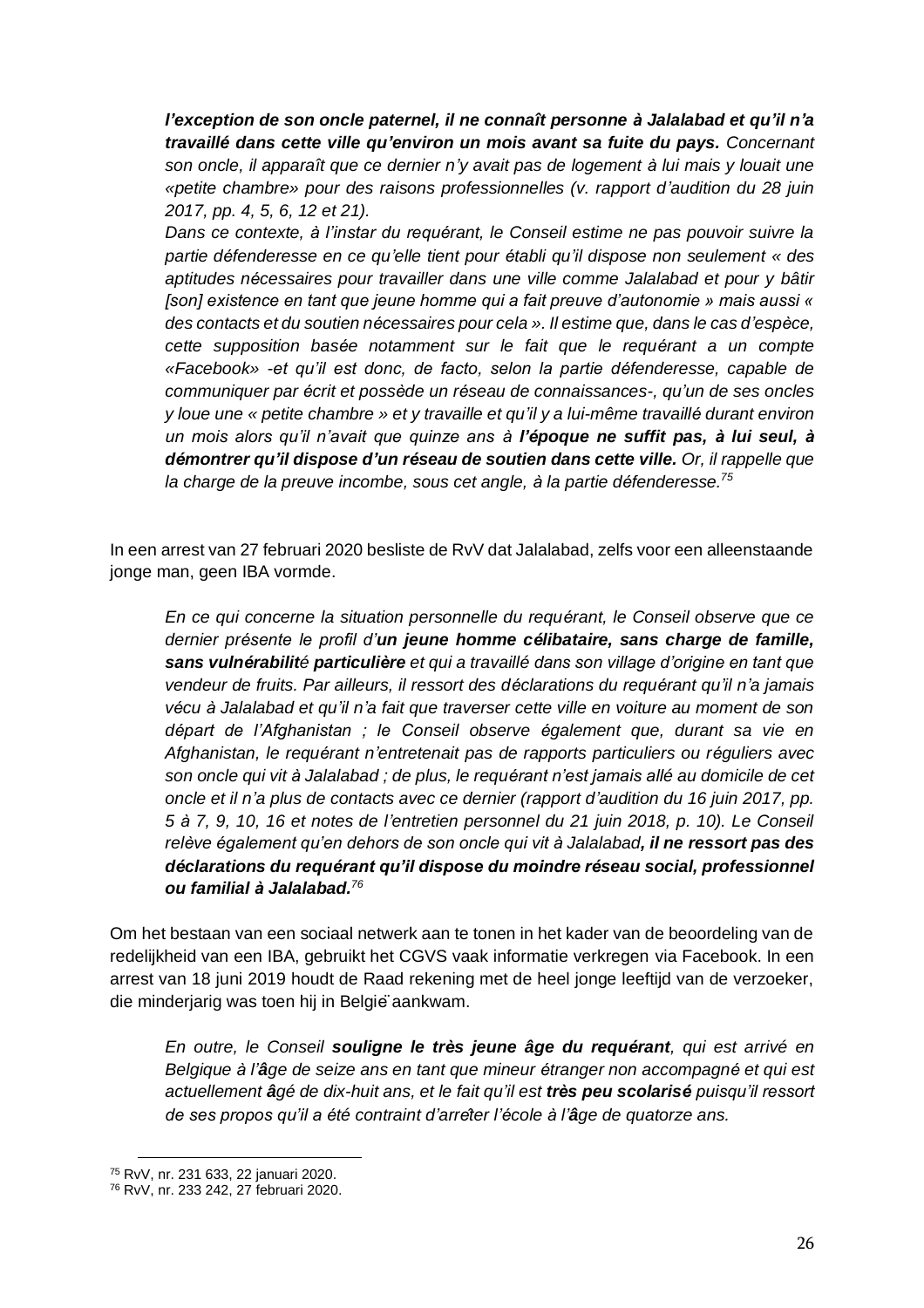> ***l'exception de son oncle paternel, il ne connaît personne à Jalalabad et qu'il n'a travaillé dans cette ville qu'environ un mois avant sa fuite du pays.*** *Concernant son oncle, il apparaît que ce dernier n'y avait pas de logement à lui mais y louait une «petite chambre» pour des raisons professionnelles (v. rapport d'audition du 28 juin 2017, pp. 4, 5, 6, 12 et 21).*
>
> *Dans ce contexte, à l'instar du requérant, le Conseil estime ne pas pouvoir suivre la partie défenderesse en ce qu'elle tient pour établi qu'il dispose non seulement « des aptitudes nécessaires pour travailler dans une ville comme Jalalabad et pour y bâtir [son] existence en tant que jeune homme qui a fait preuve d'autonomie » mais aussi « des contacts et du soutien nécessaires pour cela ». Il estime que, dans le cas d'espèce, cette supposition basée notamment sur le fait que le requérant a un compte «Facebook» -et qu'il est donc, de facto, selon la partie défenderesse, capable de communiquer par écrit et possède un réseau de connaissances-, qu'un de ses oncles y loue une « petite chambre » et y travaille et qu'il y a lui-même travaillé durant environ un mois alors qu'il n'avait que quinze ans à* ***l'époque ne suffit pas, à lui seul, à démontrer qu'il dispose d'un réseau de soutien dans cette ville.*** *Or, il rappelle que la charge de la preuve incombe, sous cet angle, à la partie défenderesse.*[75]

In een arrest van 27 februari 2020 besliste de RvV dat Jalalabad, zelfs voor een alleenstaande jonge man, geen IBA vormde.

> *En ce qui concerne la situation personnelle du requérant, le Conseil observe que ce dernier présente le profil d'****un jeune homme célibataire, sans charge de famille, sans vulnérabilité particulière*** *et qui a travaillé dans son village d'origine en tant que vendeur de fruits. Par ailleurs, il ressort des déclarations du requérant qu'il n'a jamais vécu à Jalalabad et qu'il n'a fait que traverser cette ville en voiture au moment de son départ de l'Afghanistan ; le Conseil observe également que, durant sa vie en Afghanistan, le requérant n'entretenait pas de rapports particuliers ou réguliers avec son oncle qui vit à Jalalabad ; de plus, le requérant n'est jamais allé au domicile de cet oncle et il n'a plus de contacts avec ce dernier (rapport d'audition du 16 juin 2017, pp. 5 à 7, 9, 10, 16 et notes de l'entretien personnel du 21 juin 2018, p. 10). Le Conseil relève également qu'en dehors de son oncle qui vit à Jalalabad****, il ne ressort pas des déclarations du requérant qu'il dispose du moindre réseau social, professionnel ou familial à Jalalabad.***[76]

Om het bestaan van een sociaal netwerk aan te tonen in het kader van de beoordeling van de redelijkheid van een IBA, gebruikt het CGVS vaak informatie verkregen via Facebook. In een arrest van 18 juni 2019 houdt de Raad rekening met de heel jonge leeftijd van de verzoeker, die minderjarig was toen hij in België aankwam.

> *En outre, le Conseil* ***souligne le très jeune âge du requérant****, qui est arrivé en Belgique à l'âge de seize ans en tant que mineur étranger non accompagné et qui est actuellement âgé de dix-huit ans, et le fait qu'il est* ***très peu scolarisé*** *puisqu'il ressort de ses propos qu'il a été contraint d'arrêter l'école à l'âge de quatorze ans.*

---

[75] RvV, nr. 231 633, 22 januari 2020.

[76] RvV, nr. 233 242, 27 februari 2020.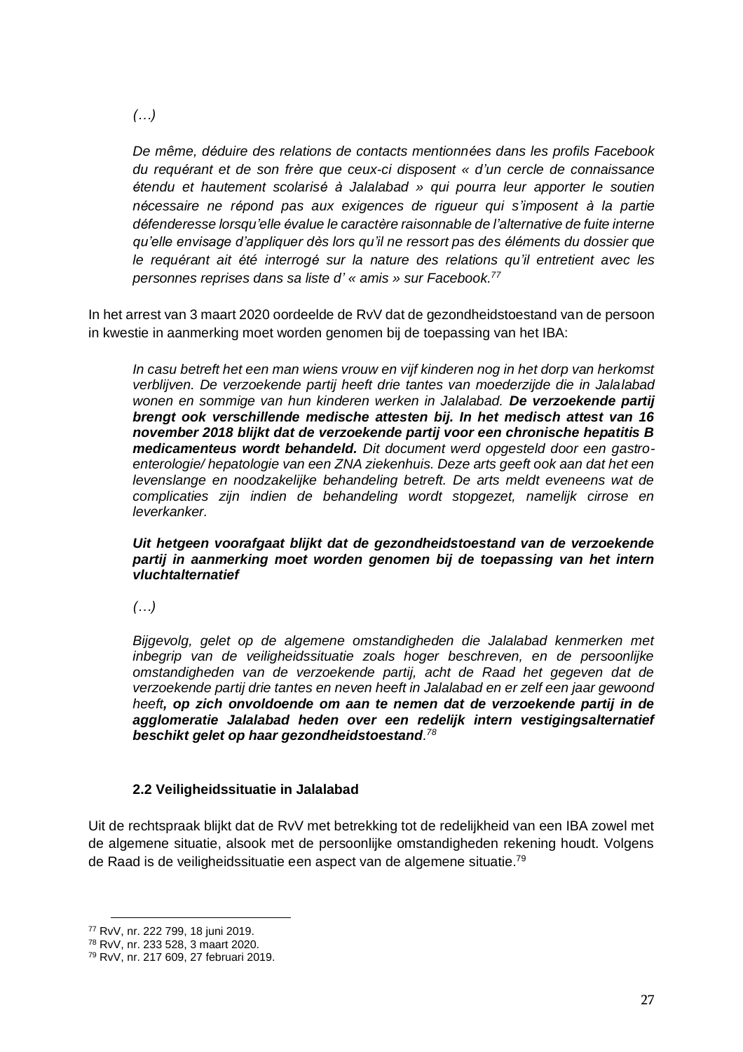*(…)*

*De même, déduire des relations de contacts mentionnées dans les profils Facebook du requérant et de son frère que ceux-ci disposent « d'un cercle de connaissance étendu et hautement scolarisé à Jalalabad » qui pourra leur apporter le soutien nécessaire ne répond pas aux exigences de rigueur qui s'imposent à la partie défenderesse lorsqu'elle évalue le caractère raisonnable de l'alternative de fuite interne qu'elle envisage d'appliquer dès lors qu'il ne ressort pas des éléments du dossier que le requérant ait été interrogé sur la nature des relations qu'il entretient avec les personnes reprises dans sa liste d' « amis » sur Facebook.*[77]

In het arrest van 3 maart 2020 oordeelde de RvV dat de gezondheidstoestand van de persoon in kwestie in aanmerking moet worden genomen bij de toepassing van het IBA:

*In casu betreft het een man wiens vrouw en vijf kinderen nog in het dorp van herkomst verblijven. De verzoekende partij heeft drie tantes van moederzijde die in Jalalabad wonen en sommige van hun kinderen werken in Jalalabad.* ***De verzoekende partij brengt ook verschillende medische attesten bij. In het medisch attest van 16 november 2018 blijkt dat de verzoekende partij voor een chronische hepatitis B medicamenteus wordt behandeld.*** *Dit document werd opgesteld door een gastro-enterologie/ hepatologie van een ZNA ziekenhuis. Deze arts geeft ook aan dat het een levenslange en noodzakelijke behandeling betreft. De arts meldt eveneens wat de complicaties zijn indien de behandeling wordt stopgezet, namelijk cirrose en leverkanker.*

***Uit hetgeen voorafgaat blijkt dat de gezondheidstoestand van de verzoekende partij in aanmerking moet worden genomen bij de toepassing van het intern vluchtalternatief***

*(…)*

*Bijgevolg, gelet op de algemene omstandigheden die Jalalabad kenmerken met inbegrip van de veiligheidssituatie zoals hoger beschreven, en de persoonlijke omstandigheden van de verzoekende partij, acht de Raad het gegeven dat de verzoekende partij drie tantes en neven heeft in Jalalabad en er zelf een jaar gewoond heeft****, op zich onvoldoende om aan te nemen dat de verzoekende partij in de agglomeratie Jalalabad heden over een redelijk intern vestigingsalternatief beschikt gelet op haar gezondheidstoestand****.*[78]

### 2.2 Veiligheidssituatie in Jalalabad

Uit de rechtspraak blijkt dat de RvV met betrekking tot de redelijkheid van een IBA zowel met de algemene situatie, alsook met de persoonlijke omstandigheden rekening houdt. Volgens de Raad is de veiligheidssituatie een aspect van de algemene situatie.[79]

---

[77] RvV, nr. 222 799, 18 juni 2019.

[78] RvV, nr. 233 528, 3 maart 2020.

[79] RvV, nr. 217 609, 27 februari 2019.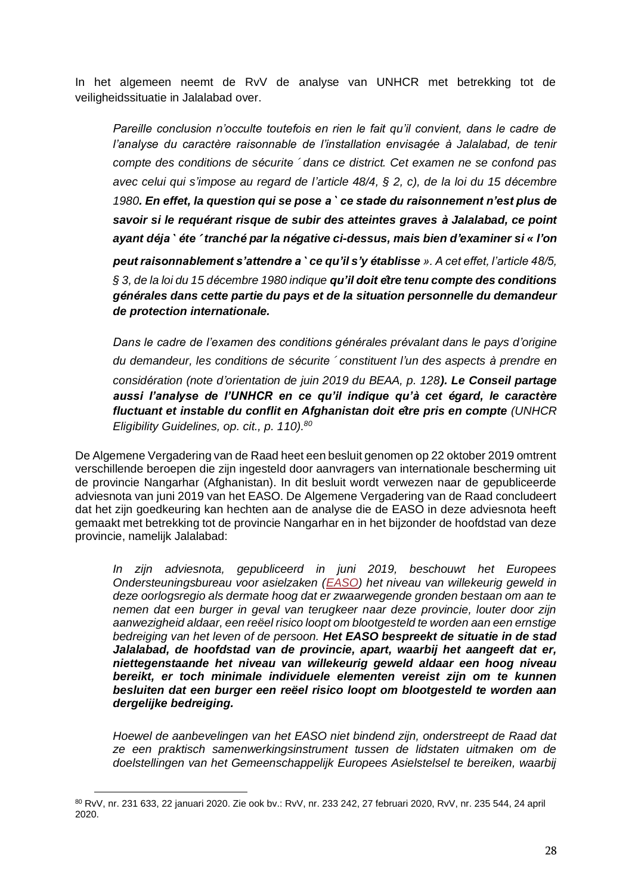In het algemeen neemt de RvV de analyse van UNHCR met betrekking tot de veiligheidssituatie in Jalalabad over.

> *Pareille conclusion n'occulte toutefois en rien le fait qu'il convient, dans le cadre de l'analyse du caractère raisonnable de l'installation envisagée à Jalalabad, de tenir compte des conditions de sécurité dans ce district. Cet examen ne se confond pas avec celui qui s'impose au regard de l'article 48/4, § 2, c), de la loi du 15 décembre 1980. **En effet, la question qui se pose à ce stade du raisonnement n'est plus de savoir si le requérant risque de subir des atteintes graves à Jalalabad, ce point ayant déjà été tranché par la négative ci-dessus, mais bien d'examiner si « l'on peut raisonnablement s'attendre à ce qu'il s'y établisse** ». A cet effet, l'article 48/5, § 3, de la loi du 15 décembre 1980 indique **qu'il doit être tenu compte des conditions générales dans cette partie du pays et de la situation personnelle du demandeur de protection internationale.***
>
> *Dans le cadre de l'examen des conditions générales prévalant dans le pays d'origine du demandeur, les conditions de sécurité constituent l'un des aspects à prendre en considération (note d'orientation de juin 2019 du BEAA, p. 128**). Le Conseil partage aussi l'analyse de l'UNHCR en ce qu'il indique qu'à cet égard, le caractère fluctuant et instable du conflit en Afghanistan doit être pris en compte** (UNHCR Eligibility Guidelines, op. cit., p. 110).*[80]

De Algemene Vergadering van de Raad heet een besluit genomen op 22 oktober 2019 omtrent verschillende beroepen die zijn ingesteld door aanvragers van internationale bescherming uit de provincie Nangarhar (Afghanistan). In dit besluit wordt verwezen naar de gepubliceerde adviesnota van juni 2019 van het EASO. De Algemene Vergadering van de Raad concludeert dat het zijn goedkeuring kan hechten aan de analyse die de EASO in deze adviesnota heeft gemaakt met betrekking tot de provincie Nangarhar en in het bijzonder de hoofdstad van deze provincie, namelijk Jalalabad:

> *In zijn adviesnota, gepubliceerd in juni 2019, beschouwt het Europees Ondersteuningsbureau voor asielzaken (EASO) het niveau van willekeurig geweld in deze oorlogsregio als dermate hoog dat er zwaarwegende gronden bestaan om aan te nemen dat een burger in geval van terugkeer naar deze provincie, louter door zijn aanwezigheid aldaar, een reëel risico loopt om blootgesteld te worden aan een ernstige bedreiging van het leven of de persoon. **Het EASO bespreekt de situatie in de stad Jalalabad, de hoofdstad van de provincie, apart, waarbij het aangeeft dat er, niettegenstaande het niveau van willekeurig geweld aldaar een hoog niveau bereikt, er toch minimale individuele elementen vereist zijn om te kunnen besluiten dat een burger een reëel risico loopt om blootgesteld te worden aan dergelijke bedreiging.***
>
> *Hoewel de aanbevelingen van het EASO niet bindend zijn, onderstreept de Raad dat ze een praktisch samenwerkingsinstrument tussen de lidstaten uitmaken om de doelstellingen van het Gemeenschappelijk Europees Asielstelsel te bereiken, waarbij*

[80] RvV, nr. 231 633, 22 januari 2020. Zie ook bv.: RvV, nr. 233 242, 27 februari 2020, RvV, nr. 235 544, 24 april 2020.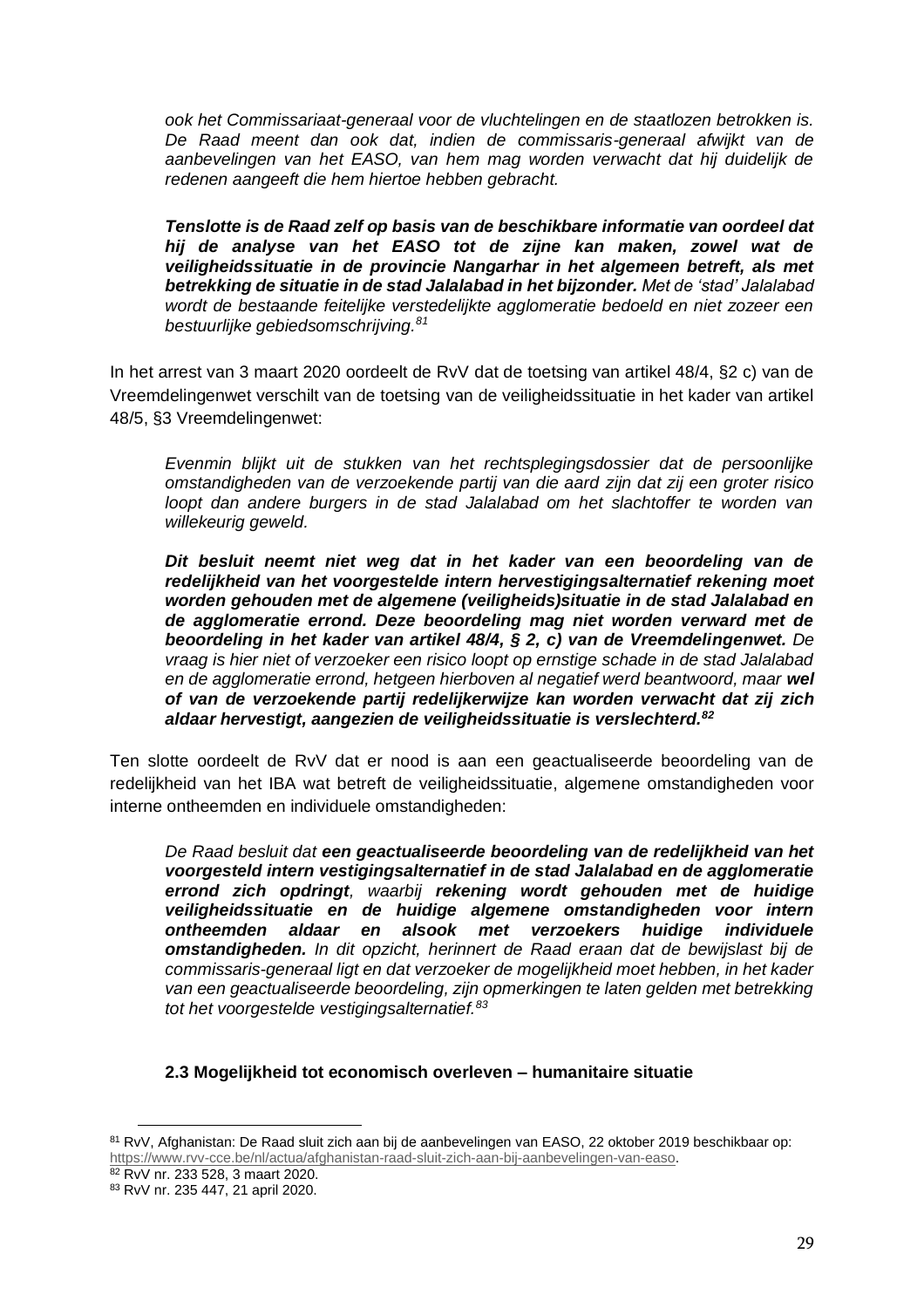> *ook het Commissariaat-generaal voor de vluchtelingen en de staatlozen betrokken is. De Raad meent dan ook dat, indien de commissaris-generaal afwijkt van de aanbevelingen van het EASO, van hem mag worden verwacht dat hij duidelijk de redenen aangeeft die hem hiertoe hebben gebracht.*
>
> ***Tenslotte is de Raad zelf op basis van de beschikbare informatie van oordeel dat hij de analyse van het EASO tot de zijne kan maken, zowel wat de veiligheidssituatie in de provincie Nangarhar in het algemeen betreft, als met betrekking de situatie in de stad Jalalabad in het bijzonder.*** *Met de 'stad' Jalalabad wordt de bestaande feitelijke verstedelijkte agglomeratie bedoeld en niet zozeer een bestuurlijke gebiedsomschrijving.*[81]

In het arrest van 3 maart 2020 oordeelt de RvV dat de toetsing van artikel 48/4, §2 c) van de Vreemdelingenwet verschilt van de toetsing van de veiligheidssituatie in het kader van artikel 48/5, §3 Vreemdelingenwet:

> *Evenmin blijkt uit de stukken van het rechtsplegingsdossier dat de persoonlijke omstandigheden van de verzoekende partij van die aard zijn dat zij een groter risico loopt dan andere burgers in de stad Jalalabad om het slachtoffer te worden van willekeurig geweld.*
>
> ***Dit besluit neemt niet weg dat in het kader van een beoordeling van de redelijkheid van het voorgestelde intern hervestigingsalternatief rekening moet worden gehouden met de algemene (veiligheids)situatie in de stad Jalalabad en de agglomeratie errond. Deze beoordeling mag niet worden verward met de beoordeling in het kader van artikel 48/4, § 2, c) van de Vreemdelingenwet.*** *De vraag is hier niet of verzoeker een risico loopt op ernstige schade in de stad Jalalabad en de agglomeratie errond, hetgeen hierboven al negatief werd beantwoord, maar* ***wel of van de verzoekende partij redelijkerwijze kan worden verwacht dat zij zich aldaar hervestigt, aangezien de veiligheidssituatie is verslechterd.***[82]

Ten slotte oordeelt de RvV dat er nood is aan een geactualiseerde beoordeling van de redelijkheid van het IBA wat betreft de veiligheidssituatie, algemene omstandigheden voor interne ontheemden en individuele omstandigheden:

> *De Raad besluit dat* ***een geactualiseerde beoordeling van de redelijkheid van het voorgesteld intern vestigingsalternatief in de stad Jalalabad en de agglomeratie errond zich opdringt****, waarbij* ***rekening wordt gehouden met de huidige veiligheidssituatie en de huidige algemene omstandigheden voor intern ontheemden aldaar en alsook met verzoekers huidige individuele omstandigheden.*** *In dit opzicht, herinnert de Raad eraan dat de bewijslast bij de commissaris-generaal ligt en dat verzoeker de mogelijkheid moet hebben, in het kader van een geactualiseerde beoordeling, zijn opmerkingen te laten gelden met betrekking tot het voorgestelde vestigingsalternatief.*[83]

### 2.3 Mogelijkheid tot economisch overleven – humanitaire situatie

---

[81] RvV, Afghanistan: De Raad sluit zich aan bij de aanbevelingen van EASO, 22 oktober 2019 beschikbaar op: https://www.rvv-cce.be/nl/actua/afghanistan-raad-sluit-zich-aan-bij-aanbevelingen-van-easo.

[82] RvV nr. 233 528, 3 maart 2020.

[83] RvV nr. 235 447, 21 april 2020.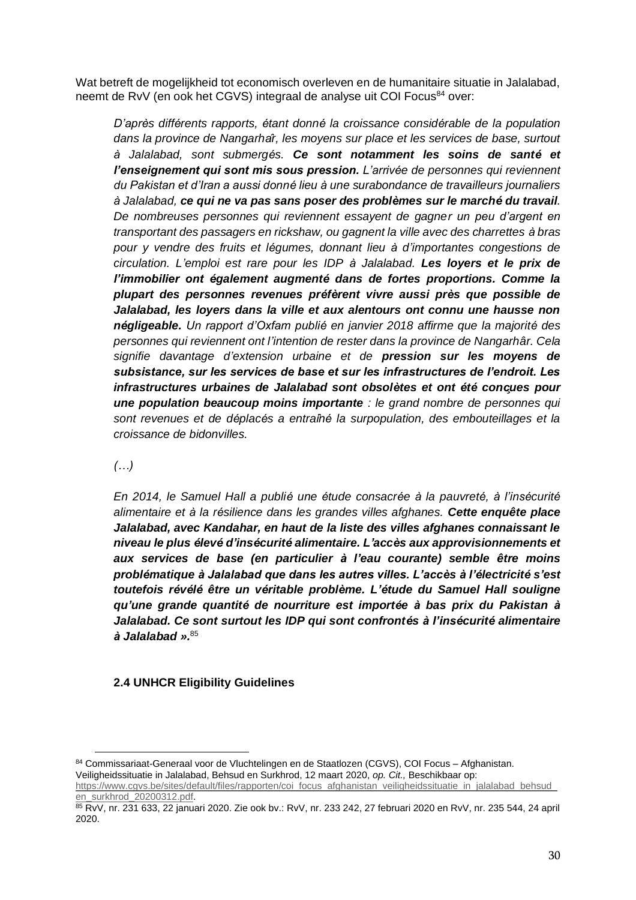Wat betreft de mogelijkheid tot economisch overleven en de humanitaire situatie in Jalalabad, neemt de RvV (en ook het CGVS) integraal de analyse uit COI Focus[84] over:

> *D'après différents rapports, étant donné la croissance considérable de la population dans la province de Nangarhâr, les moyens sur place et les services de base, surtout à Jalalabad, sont submergés.* ***Ce sont notamment les soins de santé et l'enseignement qui sont mis sous pression.*** *L'arrivée de personnes qui reviennent du Pakistan et d'Iran a aussi donné lieu à une surabondance de travailleurs journaliers à Jalalabad,* ***ce qui ne va pas sans poser des problèmes sur le marché du travail****. De nombreuses personnes qui reviennent essayent de gagner un peu d'argent en transportant des passagers en rickshaw, ou gagnent la ville avec des charrettes à bras pour y vendre des fruits et légumes, donnant lieu à d'importantes congestions de circulation. L'emploi est rare pour les IDP à Jalalabad.* ***Les loyers et le prix de l'immobilier ont également augmenté dans de fortes proportions. Comme la plupart des personnes revenues préfèrent vivre aussi près que possible de Jalalabad, les loyers dans la ville et aux alentours ont connu une hausse non négligeable.*** *Un rapport d'Oxfam publié en janvier 2018 affirme que la majorité des personnes qui reviennent ont l'intention de rester dans la province de Nangarhâr. Cela signifie davantage d'extension urbaine et de* ***pression sur les moyens de subsistance, sur les services de base et sur les infrastructures de l'endroit. Les infrastructures urbaines de Jalalabad sont obsolètes et ont été conçues pour une population beaucoup moins importante*** *: le grand nombre de personnes qui sont revenues et de déplacés a entraîné la surpopulation, des embouteillages et la croissance de bidonvilles.*
>
> *(…)*
>
> *En 2014, le Samuel Hall a publié une étude consacrée à la pauvreté, à l'insécurité alimentaire et à la résilience dans les grandes villes afghanes.* ***Cette enquête place Jalalabad, avec Kandahar, en haut de la liste des villes afghanes connaissant le niveau le plus élevé d'insécurité alimentaire. L'accès aux approvisionnements et aux services de base (en particulier à l'eau courante) semble être moins problématique à Jalalabad que dans les autres villes. L'accès à l'électricité s'est toutefois révélé être un véritable problème. L'étude du Samuel Hall souligne qu'une grande quantité de nourriture est importée à bas prix du Pakistan à Jalalabad. Ce sont surtout les IDP qui sont confrontés à l'insécurité alimentaire à Jalalabad ».***[85]

### 2.4 UNHCR Eligibility Guidelines

---

[84] Commissariaat-Generaal voor de Vluchtelingen en de Staatlozen (CGVS), COI Focus – Afghanistan. Veiligheidssituatie in Jalalabad, Behsud en Surkhrod, 12 maart 2020, *op. Cit.,* Beschikbaar op: https://www.cgvs.be/sites/default/files/rapporten/coi_focus_afghanistan_veiligheidssituatie_in_jalalabad_behsud_en_surkhrod_20200312.pdf.

[85] RvV, nr. 231 633, 22 januari 2020. Zie ook bv.: RvV, nr. 233 242, 27 februari 2020 en RvV, nr. 235 544, 24 april 2020.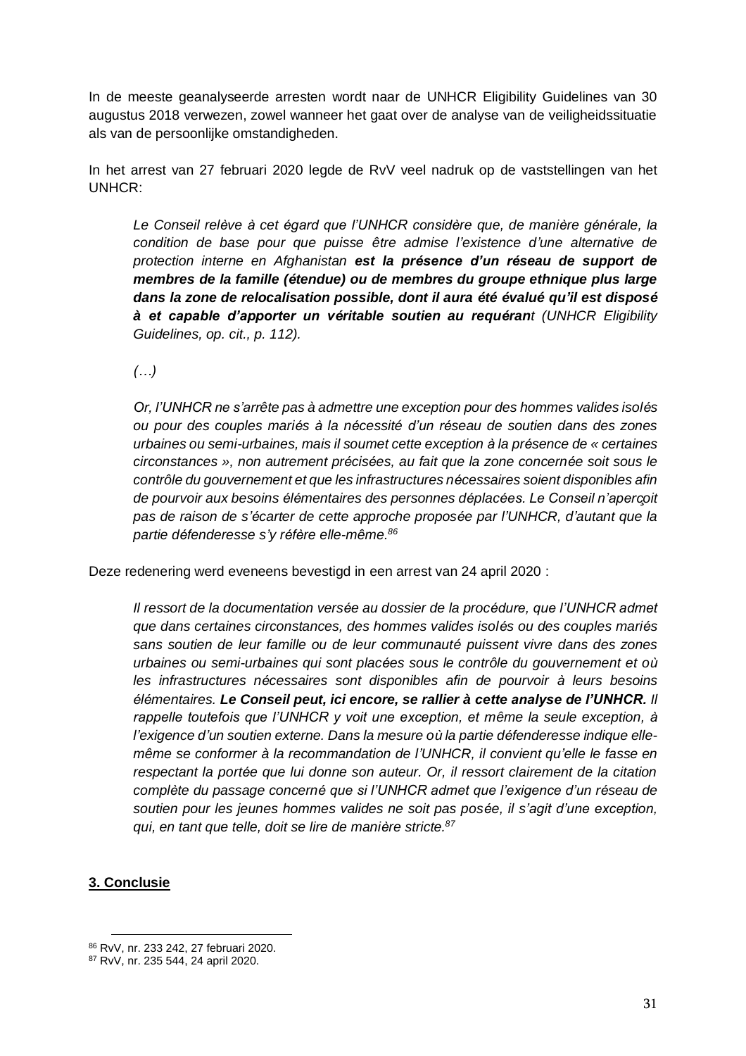In de meeste geanalyseerde arresten wordt naar de UNHCR Eligibility Guidelines van 30 augustus 2018 verwezen, zowel wanneer het gaat over de analyse van de veiligheidssituatie als van de persoonlijke omstandigheden.

In het arrest van 27 februari 2020 legde de RvV veel nadruk op de vaststellingen van het UNHCR:

> *Le Conseil relève à cet égard que l'UNHCR considère que, de manière générale, la condition de base pour que puisse être admise l'existence d'une alternative de protection interne en Afghanistan* ***est la présence d'un réseau de support de membres de la famille (étendue) ou de membres du groupe ethnique plus large dans la zone de relocalisation possible, dont il aura été évalué qu'il est disposé à et capable d'apporter un véritable soutien au requérant*** *(UNHCR Eligibility Guidelines, op. cit., p. 112).*
>
> *(…)*
>
> *Or, l'UNHCR ne s'arrête pas à admettre une exception pour des hommes valides isolés ou pour des couples mariés à la nécessité d'un réseau de soutien dans des zones urbaines ou semi-urbaines, mais il soumet cette exception à la présence de « certaines circonstances », non autrement précisées, au fait que la zone concernée soit sous le contrôle du gouvernement et que les infrastructures nécessaires soient disponibles afin de pourvoir aux besoins élémentaires des personnes déplacées. Le Conseil n'aperçoit pas de raison de s'écarter de cette approche proposée par l'UNHCR, d'autant que la partie défenderesse s'y réfère elle-même.*[86]

Deze redenering werd eveneens bevestigd in een arrest van 24 april 2020 :

> *Il ressort de la documentation versée au dossier de la procédure, que l'UNHCR admet que dans certaines circonstances, des hommes valides isolés ou des couples mariés sans soutien de leur famille ou de leur communauté puissent vivre dans des zones urbaines ou semi-urbaines qui sont placées sous le contrôle du gouvernement et où les infrastructures nécessaires sont disponibles afin de pourvoir à leurs besoins élémentaires.* ***Le Conseil peut, ici encore, se rallier à cette analyse de l'UNHCR.*** *Il rappelle toutefois que l'UNHCR y voit une exception, et même la seule exception, à l'exigence d'un soutien externe. Dans la mesure où la partie défenderesse indique elle-même se conformer à la recommandation de l'UNHCR, il convient qu'elle le fasse en respectant la portée que lui donne son auteur. Or, il ressort clairement de la citation complète du passage concerné que si l'UNHCR admet que l'exigence d'un réseau de soutien pour les jeunes hommes valides ne soit pas posée, il s'agit d'une exception, qui, en tant que telle, doit se lire de manière stricte.*[87]

## 3. Conclusie

[86] RvV, nr. 233 242, 27 februari 2020.

[87] RvV, nr. 235 544, 24 april 2020.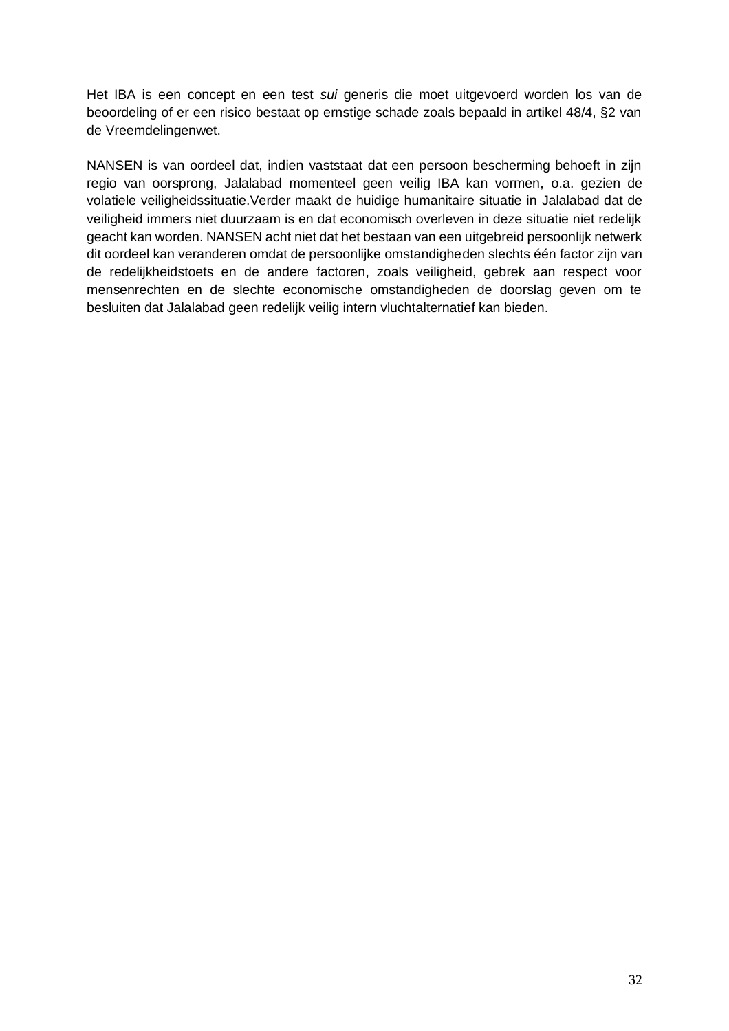Het IBA is een concept en een test *sui* generis die moet uitgevoerd worden los van de beoordeling of er een risico bestaat op ernstige schade zoals bepaald in artikel 48/4, §2 van de Vreemdelingenwet.

NANSEN is van oordeel dat, indien vaststaat dat een persoon bescherming behoeft in zijn regio van oorsprong, Jalalabad momenteel geen veilig IBA kan vormen, o.a. gezien de volatiele veiligheidssituatie.Verder maakt de huidige humanitaire situatie in Jalalabad dat de veiligheid immers niet duurzaam is en dat economisch overleven in deze situatie niet redelijk geacht kan worden. NANSEN acht niet dat het bestaan van een uitgebreid persoonlijk netwerk dit oordeel kan veranderen omdat de persoonlijke omstandigheden slechts één factor zijn van de redelijkheidstoets en de andere factoren, zoals veiligheid, gebrek aan respect voor mensenrechten en de slechte economische omstandigheden de doorslag geven om te besluiten dat Jalalabad geen redelijk veilig intern vluchtalternatief kan bieden.